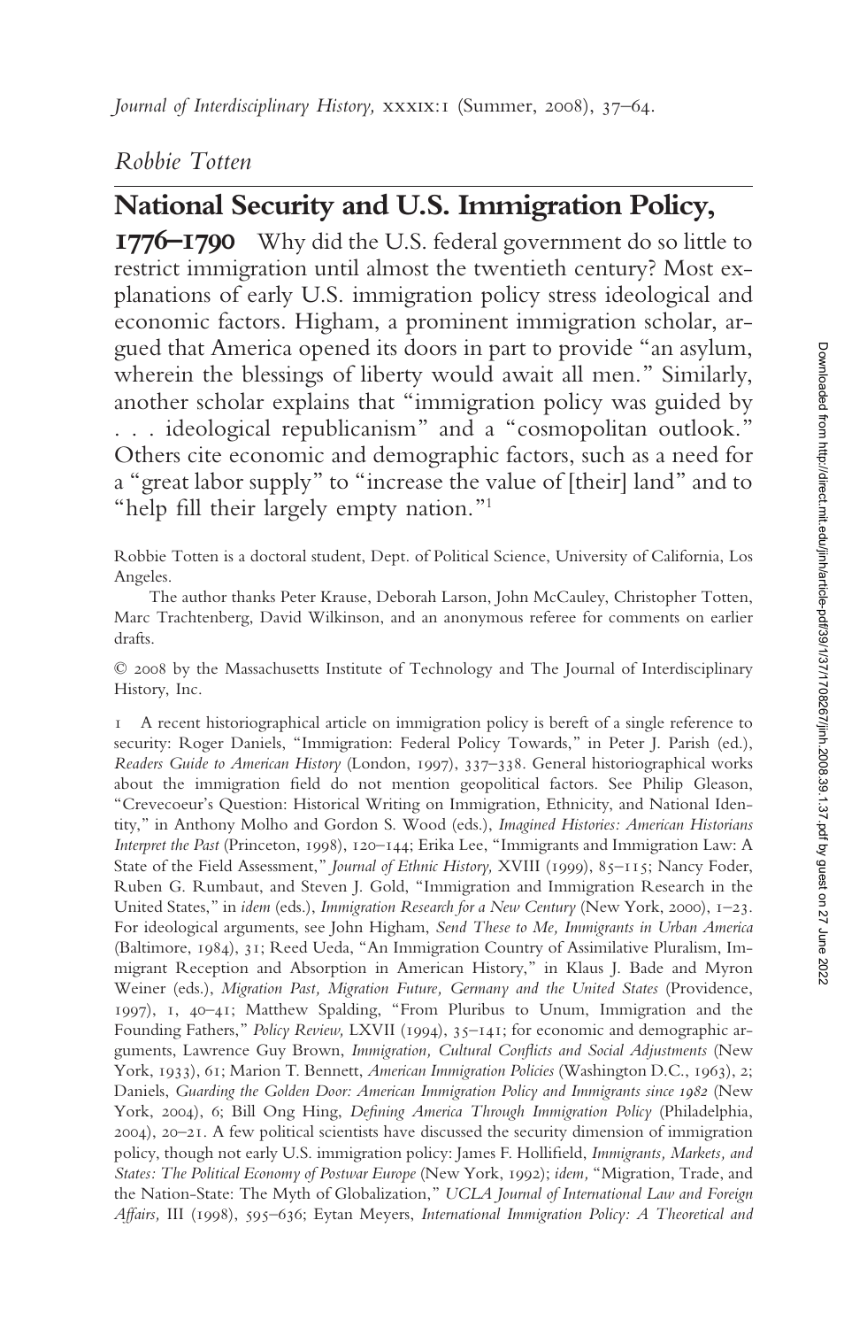*Robbie Totten*

# National Security and U.S. Immigration Policy, 1776–1790

**1776–1790** Why did the U.S. federal government do so little to restrict immigration until almost the twentieth century? Most explanations of early U.S. immigration policy stress ideological and economic factors. Higham, a prominent immigration scholar, argued that America opened its doors in part to provide "an asylum, wherein the blessings of liberty would await all men." Similarly, another scholar explains that "immigration policy was guided by . . . ideological republicanism" and a "cosmopolitan outlook." Others cite economic and demographic factors, such as a need for a "great labor supply" to "increase the value of [their] land" and to "help fill their largely empty nation."[1]

Robbie Totten is a doctoral student, Dept. of Political Science, University of California, Los Angeles.

The author thanks Peter Krause, Deborah Larson, John McCauley, Christopher Totten, Marc Trachtenberg, David Wilkinson, and an anonymous referee for comments on earlier drafts.

© 2008 by the Massachusetts Institute of Technology and The Journal of Interdisciplinary History, Inc.

1 A recent historiographical article on immigration policy is bereft of a single reference to security: Roger Daniels, "Immigration: Federal Policy Towards," in Peter J. Parish (ed.), *Readers Guide to American History* (London, 1997), 337–338. General historiographical works about the immigration field do not mention geopolitical factors. See Philip Gleason, "Crevecoeur's Question: Historical Writing on Immigration, Ethnicity, and National Identity," in Anthony Molho and Gordon S. Wood (eds.), *Imagined Histories: American Historians Interpret the Past* (Princeton, 1998), 120–144; Erika Lee, "Immigrants and Immigration Law: A State of the Field Assessment," *Journal of Ethnic History,* XVIII (1999), 85–115; Nancy Foder, Ruben G. Rumbaut, and Steven J. Gold, "Immigration and Immigration Research in the United States," in *idem* (eds.), *Immigration Research for a New Century* (New York, 2000), 1–23. For ideological arguments, see John Higham, *Send These to Me, Immigrants in Urban America* (Baltimore, 1984), 31; Reed Ueda, "An Immigration Country of Assimilative Pluralism, Immigrant Reception and Absorption in American History," in Klaus J. Bade and Myron Weiner (eds.), *Migration Past, Migration Future, Germany and the United States* (Providence, 1997), 1, 40–41; Matthew Spalding, "From Pluribus to Unum, Immigration and the Founding Fathers," *Policy Review,* LXVII (1994), 35–141; for economic and demographic arguments, Lawrence Guy Brown, *Immigration, Cultural Conflicts and Social Adjustments* (New York, 1933), 61; Marion T. Bennett, *American Immigration Policies* (Washington D.C., 1963), 2; Daniels, *Guarding the Golden Door: American Immigration Policy and Immigrants since 1982* (New York, 2004), 6; Bill Ong Hing, *Defining America Through Immigration Policy* (Philadelphia, 2004), 20–21. A few political scientists have discussed the security dimension of immigration policy, though not early U.S. immigration policy: James F. Hollifield, *Immigrants, Markets, and States: The Political Economy of Postwar Europe* (New York, 1992); *idem,* "Migration, Trade, and the Nation-State: The Myth of Globalization," *UCLA Journal of International Law and Foreign Affairs,* III (1998), 595–636; Eytan Meyers, *International Immigration Policy: A Theoretical and*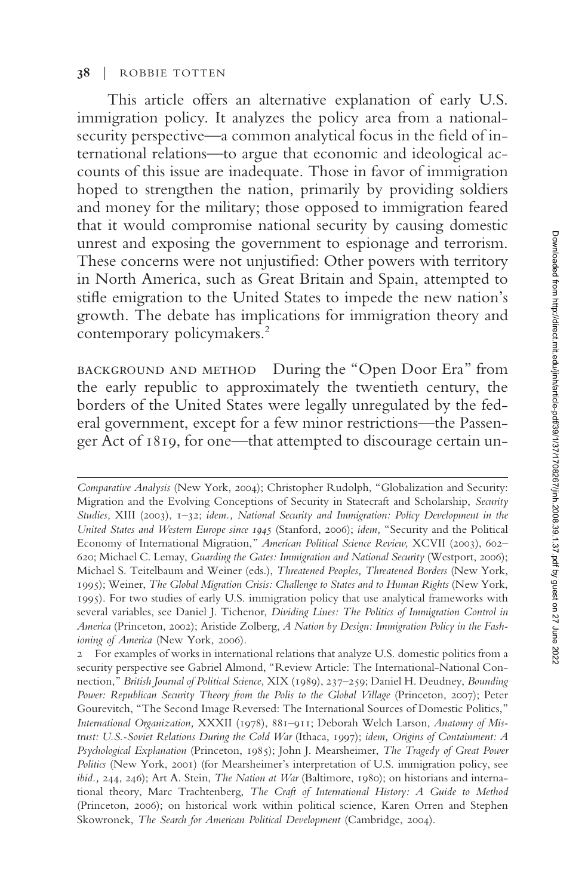This article offers an alternative explanation of early U.S. immigration policy. It analyzes the policy area from a national-security perspective—a common analytical focus in the field of international relations—to argue that economic and ideological accounts of this issue are inadequate. Those in favor of immigration hoped to strengthen the nation, primarily by providing soldiers and money for the military; those opposed to immigration feared that it would compromise national security by causing domestic unrest and exposing the government to espionage and terrorism. These concerns were not unjustified: Other powers with territory in North America, such as Great Britain and Spain, attempted to stifle emigration to the United States to impede the new nation's growth. The debate has implications for immigration theory and contemporary policymakers.[2]

BACKGROUND AND METHOD During the "Open Door Era" from the early republic to approximately the twentieth century, the borders of the United States were legally unregulated by the federal government, except for a few minor restrictions—the Passenger Act of 1819, for one—that attempted to discourage certain un-

*Comparative Analysis* (New York, 2004); Christopher Rudolph, "Globalization and Security: Migration and the Evolving Conceptions of Security in Statecraft and Scholarship, *Security Studies,* XIII (2003), 1–32; *idem., National Security and Immigration: Policy Development in the United States and Western Europe since 1945* (Stanford, 2006); *idem,* "Security and the Political Economy of International Migration," *American Political Science Review,* XCVII (2003), 602–620; Michael C. Lemay, *Guarding the Gates: Immigration and National Security* (Westport, 2006); Michael S. Teitelbaum and Weiner (eds.), *Threatened Peoples, Threatened Borders* (New York, 1995); Weiner, *The Global Migration Crisis: Challenge to States and to Human Rights* (New York, 1995). For two studies of early U.S. immigration policy that use analytical frameworks with several variables, see Daniel J. Tichenor, *Dividing Lines: The Politics of Immigration Control in America* (Princeton, 2002); Aristide Zolberg, *A Nation by Design: Immigration Policy in the Fashioning of America* (New York, 2006).

2 For examples of works in international relations that analyze U.S. domestic politics from a security perspective see Gabriel Almond, "Review Article: The International-National Connection," *British Journal of Political Science,* XIX (1989), 237–259; Daniel H. Deudney, *Bounding Power: Republican Security Theory from the Polis to the Global Village* (Princeton, 2007); Peter Gourevitch, "The Second Image Reversed: The International Sources of Domestic Politics," *International Organization,* XXXII (1978), 881–911; Deborah Welch Larson, *Anatomy of Mistrust: U.S.-Soviet Relations During the Cold War* (Ithaca, 1997); *idem, Origins of Containment: A Psychological Explanation* (Princeton, 1985); John J. Mearsheimer, *The Tragedy of Great Power Politics* (New York, 2001) (for Mearsheimer's interpretation of U.S. immigration policy, see *ibid.,* 244, 246); Art A. Stein, *The Nation at War* (Baltimore, 1980); on historians and international theory, Marc Trachtenberg, *The Craft of International History: A Guide to Method* (Princeton, 2006); on historical work within political science, Karen Orren and Stephen Skowronek, *The Search for American Political Development* (Cambridge, 2004).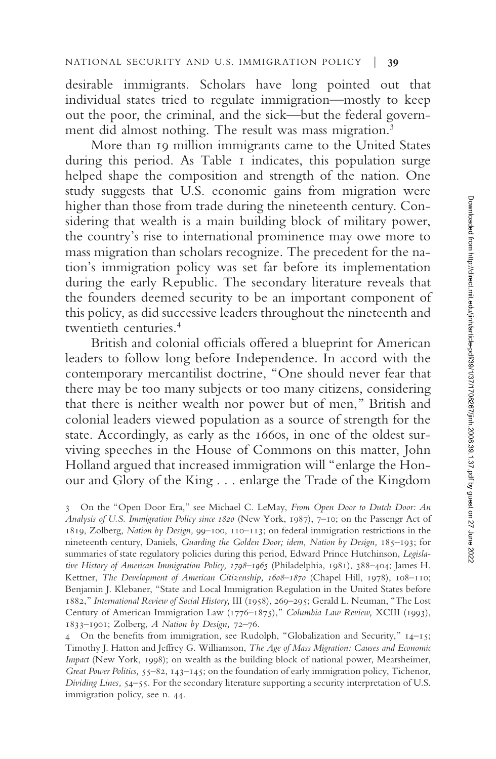desirable immigrants. Scholars have long pointed out that individual states tried to regulate immigration—mostly to keep out the poor, the criminal, and the sick—but the federal government did almost nothing. The result was mass migration.[3]

More than 19 million immigrants came to the United States during this period. As Table 1 indicates, this population surge helped shape the composition and strength of the nation. One study suggests that U.S. economic gains from migration were higher than those from trade during the nineteenth century. Considering that wealth is a main building block of military power, the country's rise to international prominence may owe more to mass migration than scholars recognize. The precedent for the nation's immigration policy was set far before its implementation during the early Republic. The secondary literature reveals that the founders deemed security to be an important component of this policy, as did successive leaders throughout the nineteenth and twentieth centuries.[4]

British and colonial officials offered a blueprint for American leaders to follow long before Independence. In accord with the contemporary mercantilist doctrine, "One should never fear that there may be too many subjects or too many citizens, considering that there is neither wealth nor power but of men," British and colonial leaders viewed population as a source of strength for the state. Accordingly, as early as the 1660s, in one of the oldest surviving speeches in the House of Commons on this matter, John Holland argued that increased immigration will "enlarge the Honour and Glory of the King . . . enlarge the Trade of the Kingdom

3 On the "Open Door Era," see Michael C. LeMay, *From Open Door to Dutch Door: An Analysis of U.S. Immigration Policy since 1820* (New York, 1987), 7–10; on the Passengr Act of 1819, Zolberg, *Nation by Design,* 99–100, 110–113; on federal immigration restrictions in the nineteenth century, Daniels, *Guarding the Golden Door; idem, Nation by Design,* 185–193; for summaries of state regulatory policies during this period, Edward Prince Hutchinson, *Legislative History of American Immigration Policy, 1798–1965* (Philadelphia, 1981), 388–404; James H. Kettner, *The Development of American Citizenship, 1608–1870* (Chapel Hill, 1978), 108–110; Benjamin J. Klebaner, "State and Local Immigration Regulation in the United States before 1882," *International Review of Social History,* III (1958), 269–295; Gerald L. Neuman, "The Lost Century of American Immigration Law (1776–1875)," *Columbia Law Review,* XCIII (1993), 1833–1901; Zolberg, *A Nation by Design,* 72–76.

4 On the benefits from immigration, see Rudolph, "Globalization and Security," 14–15; Timothy J. Hatton and Jeffrey G. Williamson, *The Age of Mass Migration: Causes and Economic Impact* (New York, 1998); on wealth as the building block of national power, Mearsheimer, *Great Power Politics,* 55–82, 143–145; on the foundation of early immigration policy, Tichenor, *Dividing Lines,* 54–55. For the secondary literature supporting a security interpretation of U.S. immigration policy, see n. 44.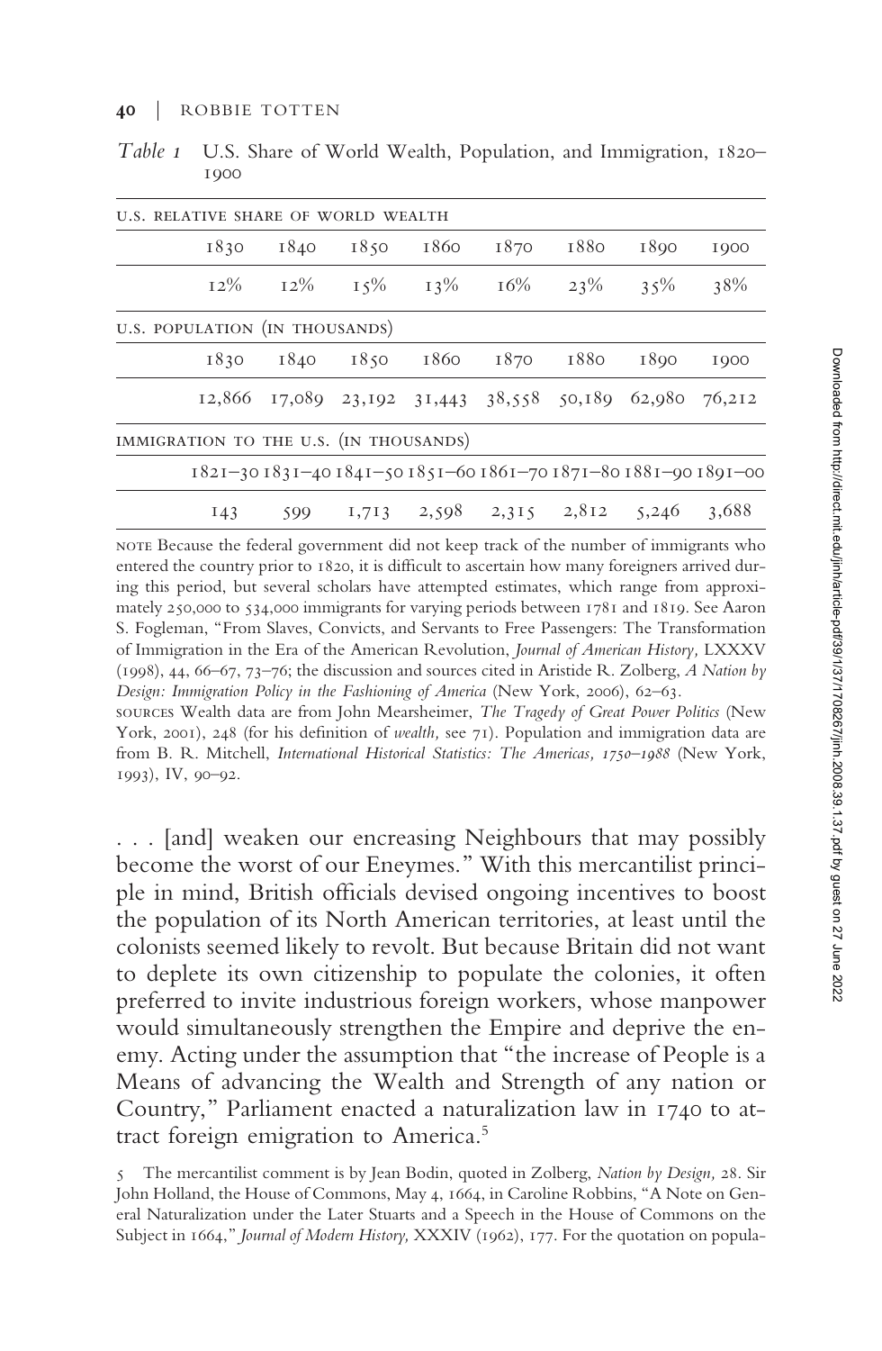*Table 1* U.S. Share of World Wealth, Population, and Immigration, 1820–1900

| U.S. RELATIVE SHARE OF WORLD WEALTH | | | | | | | |
|---|---|---|---|---|---|---|---|
| 1830 | 1840 | 1850 | 1860 | 1870 | 1880 | 1890 | 1900 |
| 12% | 12% | 15% | 13% | 16% | 23% | 35% | 38% |
| **U.S. POPULATION (IN THOUSANDS)** | | | | | | | |
| 1830 | 1840 | 1850 | 1860 | 1870 | 1880 | 1890 | 1900 |
| 12,866 | 17,089 | 23,192 | 31,443 | 38,558 | 50,189 | 62,980 | 76,212 |
| **IMMIGRATION TO THE U.S. (IN THOUSANDS)** | | | | | | | |
| 1821–30 | 1831–40 | 1841–50 | 1851–60 | 1861–70 | 1871–80 | 1881–90 | 1891–00 |
| 143 | 599 | 1,713 | 2,598 | 2,315 | 2,812 | 5,246 | 3,688 |

NOTE Because the federal government did not keep track of the number of immigrants who entered the country prior to 1820, it is difficult to ascertain how many foreigners arrived during this period, but several scholars have attempted estimates, which range from approximately 250,000 to 534,000 immigrants for varying periods between 1781 and 1819. See Aaron S. Fogleman, "From Slaves, Convicts, and Servants to Free Passengers: The Transformation of Immigration in the Era of the American Revolution, *Journal of American History,* LXXXV (1998), 44, 66–67, 73–76; the discussion and sources cited in Aristide R. Zolberg, *A Nation by Design: Immigration Policy in the Fashioning of America* (New York, 2006), 62–63.

SOURCES Wealth data are from John Mearsheimer, *The Tragedy of Great Power Politics* (New York, 2001), 248 (for his definition of *wealth,* see 71). Population and immigration data are from B. R. Mitchell, *International Historical Statistics: The Americas, 1750–1988* (New York, 1993), IV, 90–92.

. . . [and] weaken our encreasing Neighbours that may possibly become the worst of our Eneymes." With this mercantilist principle in mind, British officials devised ongoing incentives to boost the population of its North American territories, at least until the colonists seemed likely to revolt. But because Britain did not want to deplete its own citizenship to populate the colonies, it often preferred to invite industrious foreign workers, whose manpower would simultaneously strengthen the Empire and deprive the enemy. Acting under the assumption that "the increase of People is a Means of advancing the Wealth and Strength of any nation or Country," Parliament enacted a naturalization law in 1740 to attract foreign emigration to America.[5]

5 The mercantilist comment is by Jean Bodin, quoted in Zolberg, *Nation by Design,* 28. Sir John Holland, the House of Commons, May 4, 1664, in Caroline Robbins, "A Note on General Naturalization under the Later Stuarts and a Speech in the House of Commons on the Subject in 1664," *Journal of Modern History,* XXXIV (1962), 177. For the quotation on popula-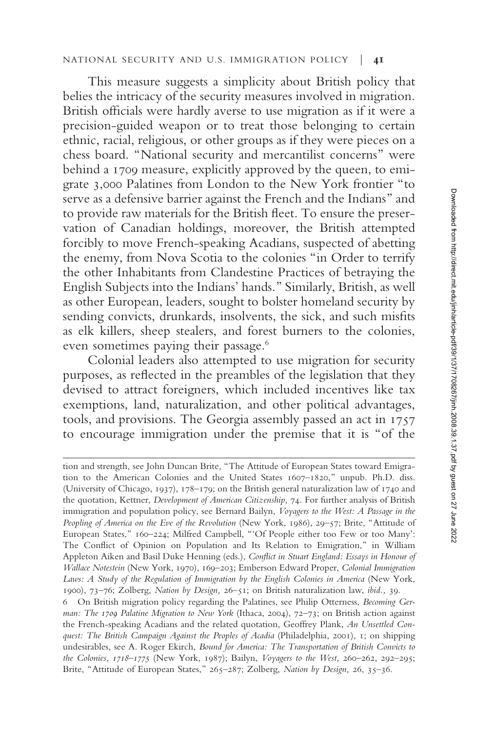This measure suggests a simplicity about British policy that belies the intricacy of the security measures involved in migration. British officials were hardly averse to use migration as if it were a precision-guided weapon or to treat those belonging to certain ethnic, racial, religious, or other groups as if they were pieces on a chess board. "National security and mercantilist concerns" were behind a 1709 measure, explicitly approved by the queen, to emigrate 3,000 Palatines from London to the New York frontier "to serve as a defensive barrier against the French and the Indians" and to provide raw materials for the British fleet. To ensure the preservation of Canadian holdings, moreover, the British attempted forcibly to move French-speaking Acadians, suspected of abetting the enemy, from Nova Scotia to the colonies "in Order to terrify the other Inhabitants from Clandestine Practices of betraying the English Subjects into the Indians' hands." Similarly, British, as well as other European, leaders, sought to bolster homeland security by sending convicts, drunkards, insolvents, the sick, and such misfits as elk killers, sheep stealers, and forest burners to the colonies, even sometimes paying their passage.[6]

Colonial leaders also attempted to use migration for security purposes, as reflected in the preambles of the legislation that they devised to attract foreigners, which included incentives like tax exemptions, land, naturalization, and other political advantages, tools, and provisions. The Georgia assembly passed an act in 1757 to encourage immigration under the premise that it is "of the

---

tion and strength, see John Duncan Brite, "The Attitude of European States toward Emigration to the American Colonies and the United States 1607–1820," unpub. Ph.D. diss. (University of Chicago, 1937), 178–179; on the British general naturalization law of 1740 and the quotation, Kettner, *Development of American Citizenship,* 74. For further analysis of British immigration and population policy, see Bernard Bailyn, *Voyagers to the West: A Passage in the Peopling of America on the Eve of the Revolution* (New York, 1986), 29–57; Brite, "Attitude of European States," 160–224; Milfred Campbell, "'Of People either too Few or too Many': The Conflict of Opinion on Population and Its Relation to Emigration," in William Appleton Aiken and Basil Duke Henning (eds.), *Conflict in Stuart England: Essays in Honour of Wallace Notestein* (New York, 1970), 169–203; Emberson Edward Proper, *Colonial Immigration Laws: A Study of the Regulation of Immigration by the English Colonies in America* (New York, 1900), 73–76; Zolberg, *Nation by Design,* 26–51; on British naturalization law, *ibid.,* 39.

6 On British migration policy regarding the Palatines, see Philip Otterness, *Becoming German: The 1709 Palatine Migration to New York* (Ithaca, 2004), 72–73; on British action against the French-speaking Acadians and the related quotation, Geoffrey Plank, *An Unsettled Conquest: The British Campaign Against the Peoples of Acadia* (Philadelphia, 2001), 1; on shipping undesirables, see A. Roger Ekirch, *Bound for America: The Transportation of British Convicts to the Colonies, 1718–1775* (New York, 1987); Bailyn, *Voyagers to the West,* 260–262, 292–295; Brite, "Attitude of European States," 265–287; Zolberg, *Nation by Design,* 26, 35–36.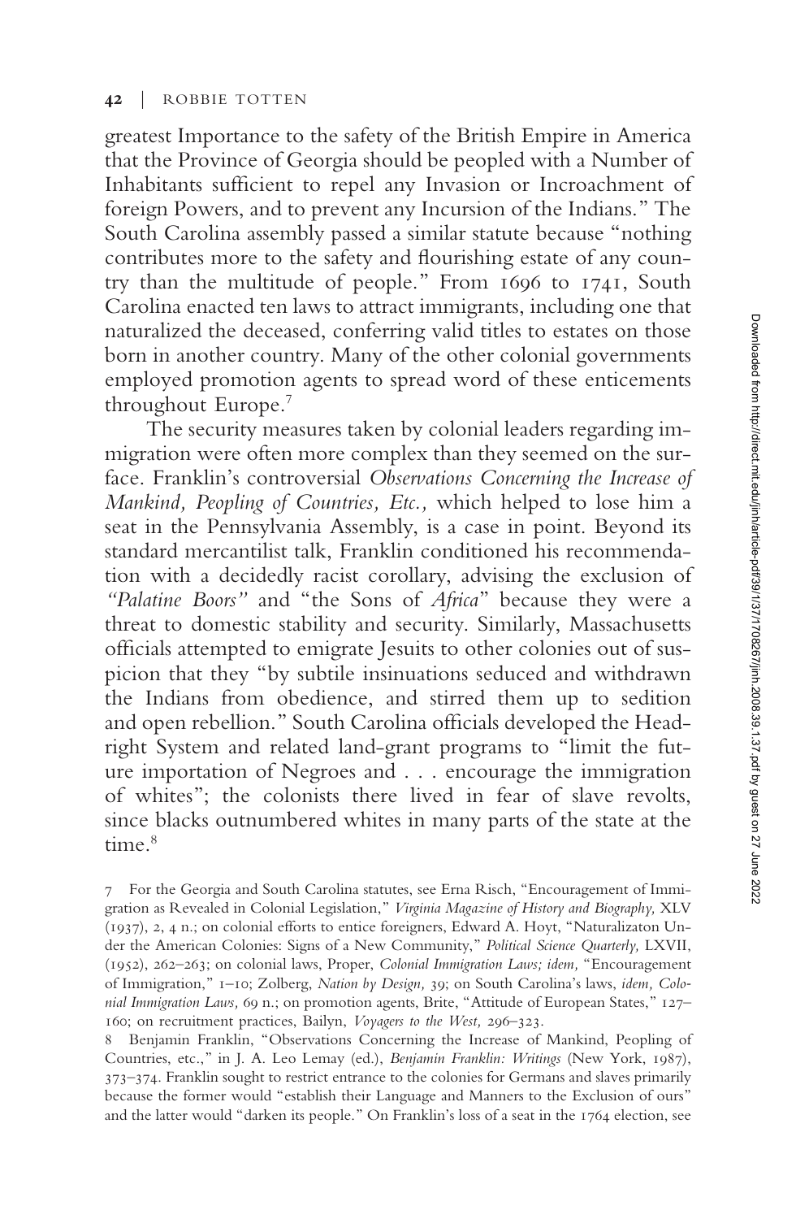greatest Importance to the safety of the British Empire in America that the Province of Georgia should be peopled with a Number of Inhabitants sufficient to repel any Invasion or Incroachment of foreign Powers, and to prevent any Incursion of the Indians." The South Carolina assembly passed a similar statute because "nothing contributes more to the safety and flourishing estate of any country than the multitude of people." From 1696 to 1741, South Carolina enacted ten laws to attract immigrants, including one that naturalized the deceased, conferring valid titles to estates on those born in another country. Many of the other colonial governments employed promotion agents to spread word of these enticements throughout Europe.[7]

The security measures taken by colonial leaders regarding immigration were often more complex than they seemed on the surface. Franklin's controversial *Observations Concerning the Increase of Mankind, Peopling of Countries, Etc.,* which helped to lose him a seat in the Pennsylvania Assembly, is a case in point. Beyond its standard mercantilist talk, Franklin conditioned his recommendation with a decidedly racist corollary, advising the exclusion of *"Palatine Boors"* and "the Sons of *Africa*" because they were a threat to domestic stability and security. Similarly, Massachusetts officials attempted to emigrate Jesuits to other colonies out of suspicion that they "by subtile insinuations seduced and withdrawn the Indians from obedience, and stirred them up to sedition and open rebellion." South Carolina officials developed the Headright System and related land-grant programs to "limit the future importation of Negroes and . . . encourage the immigration of whites"; the colonists there lived in fear of slave revolts, since blacks outnumbered whites in many parts of the state at the time.[8]

7 For the Georgia and South Carolina statutes, see Erna Risch, "Encouragement of Immigration as Revealed in Colonial Legislation," *Virginia Magazine of History and Biography,* XLV (1937), 2, 4 n.; on colonial efforts to entice foreigners, Edward A. Hoyt, "Naturalizaton Under the American Colonies: Signs of a New Community," *Political Science Quarterly,* LXVII, (1952), 262–263; on colonial laws, Proper, *Colonial Immigration Laws; idem,* "Encouragement of Immigration," 1–10; Zolberg, *Nation by Design,* 39; on South Carolina's laws, *idem, Colonial Immigration Laws,* 69 n.; on promotion agents, Brite, "Attitude of European States," 127–160; on recruitment practices, Bailyn, *Voyagers to the West,* 296–323.

8 Benjamin Franklin, "Observations Concerning the Increase of Mankind, Peopling of Countries, etc.," in J. A. Leo Lemay (ed.), *Benjamin Franklin: Writings* (New York, 1987), 373–374. Franklin sought to restrict entrance to the colonies for Germans and slaves primarily because the former would "establish their Language and Manners to the Exclusion of ours" and the latter would "darken its people." On Franklin's loss of a seat in the 1764 election, see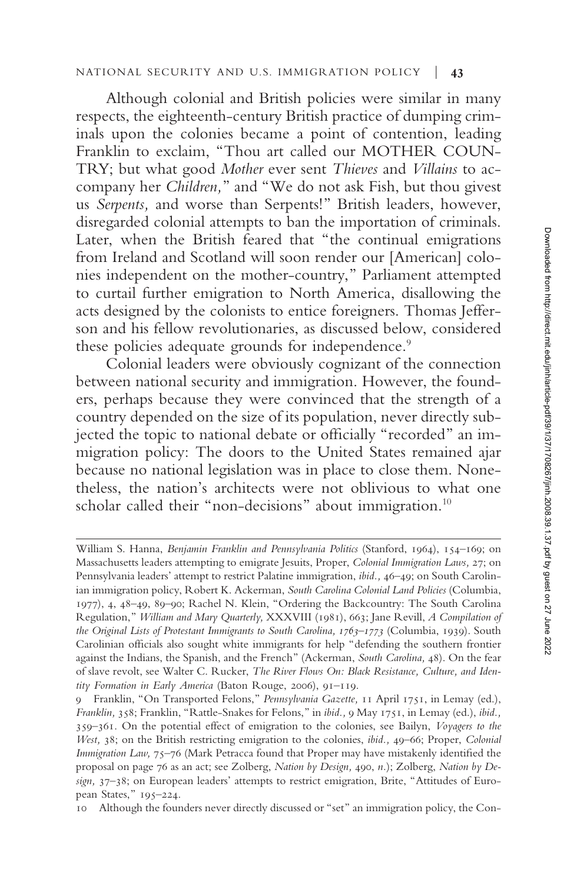Although colonial and British policies were similar in many respects, the eighteenth-century British practice of dumping criminals upon the colonies became a point of contention, leading Franklin to exclaim, "Thou art called our MOTHER COUNTRY; but what good *Mother* ever sent *Thieves* and *Villains* to accompany her *Children*," and "We do not ask Fish, but thou givest us *Serpents*, and worse than Serpents!" British leaders, however, disregarded colonial attempts to ban the importation of criminals. Later, when the British feared that "the continual emigrations from Ireland and Scotland will soon render our [American] colonies independent on the mother-country," Parliament attempted to curtail further emigration to North America, disallowing the acts designed by the colonists to entice foreigners. Thomas Jefferson and his fellow revolutionaries, as discussed below, considered these policies adequate grounds for independence.[9]

Colonial leaders were obviously cognizant of the connection between national security and immigration. However, the founders, perhaps because they were convinced that the strength of a country depended on the size of its population, never directly subjected the topic to national debate or officially "recorded" an immigration policy: The doors to the United States remained ajar because no national legislation was in place to close them. Nonetheless, the nation's architects were not oblivious to what one scholar called their "non-decisions" about immigration.[10]

---

William S. Hanna, *Benjamin Franklin and Pennsylvania Politics* (Stanford, 1964), 154–169; on Massachusetts leaders attempting to emigrate Jesuits, Proper, *Colonial Immigration Laws*, 27; on Pennsylvania leaders' attempt to restrict Palatine immigration, *ibid.*, 46–49; on South Carolinian immigration policy, Robert K. Ackerman, *South Carolina Colonial Land Policies* (Columbia, 1977), 4, 48–49, 89–90; Rachel N. Klein, "Ordering the Backcountry: The South Carolina Regulation," *William and Mary Quarterly*, XXXVIII (1981), 663; Jane Revill, *A Compilation of the Original Lists of Protestant Immigrants to South Carolina, 1763–1773* (Columbia, 1939). South Carolinian officials also sought white immigrants for help "defending the southern frontier against the Indians, the Spanish, and the French" (Ackerman, *South Carolina*, 48). On the fear of slave revolt, see Walter C. Rucker, *The River Flows On: Black Resistance, Culture, and Identity Formation in Early America* (Baton Rouge, 2006), 91–119.

9 Franklin, "On Transported Felons," *Pennsylvania Gazette*, 11 April 1751, in Lemay (ed.), *Franklin*, 358; Franklin, "Rattle-Snakes for Felons," in *ibid.*, 9 May 1751, in Lemay (ed.), *ibid.*, 359–361. On the potential effect of emigration to the colonies, see Bailyn, *Voyagers to the West*, 38; on the British restricting emigration to the colonies, *ibid.*, 49–66; Proper, *Colonial Immigration Law*, 75–76 (Mark Petracca found that Proper may have mistakenly identified the proposal on page 76 as an act; see Zolberg, *Nation by Design*, 490, *n.*); Zolberg, *Nation by Design*, 37–38; on European leaders' attempts to restrict emigration, Brite, "Attitudes of European States," 195–224.

10 Although the founders never directly discussed or "set" an immigration policy, the Con-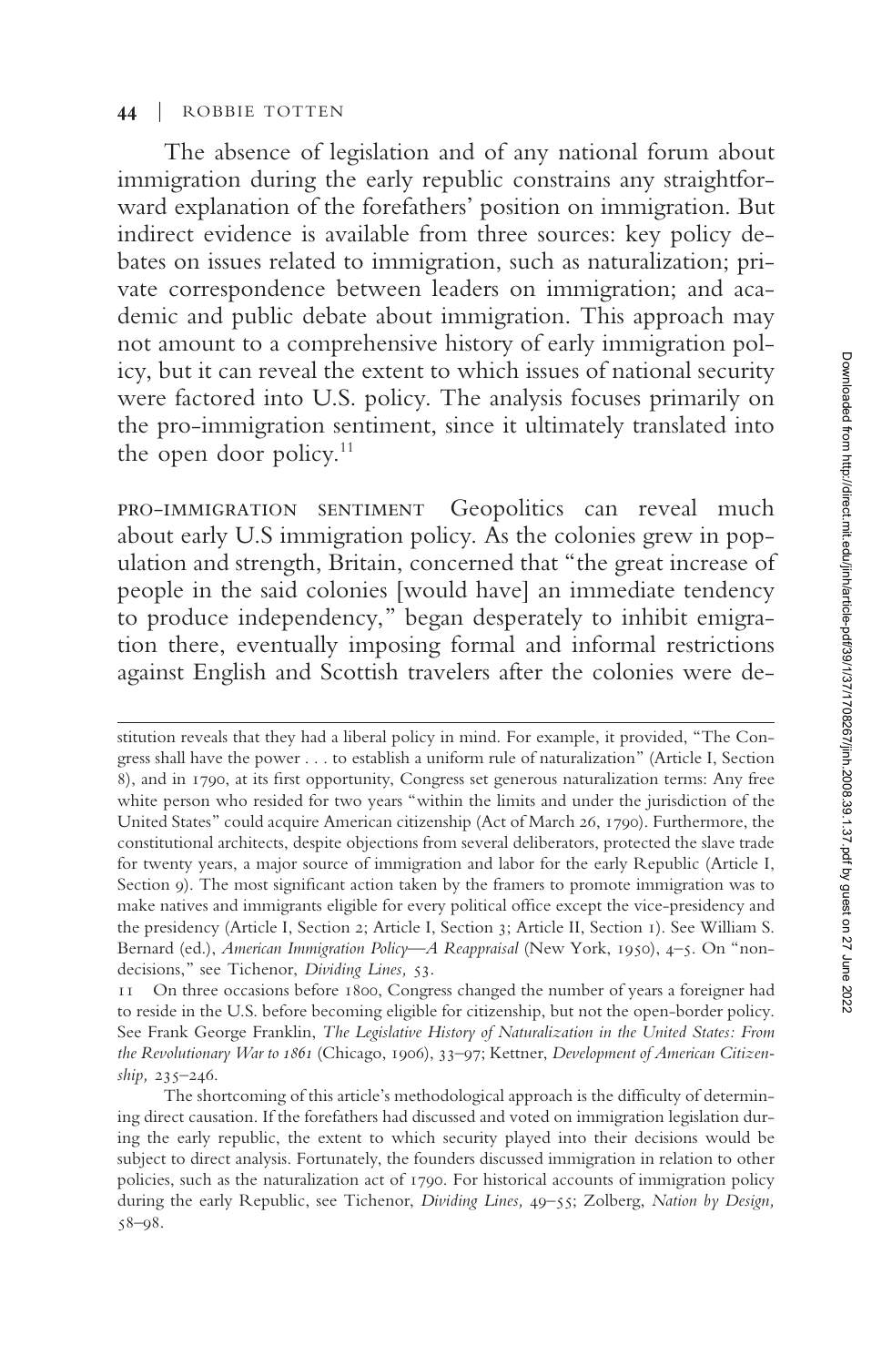The absence of legislation and of any national forum about immigration during the early republic constrains any straightforward explanation of the forefathers' position on immigration. But indirect evidence is available from three sources: key policy debates on issues related to immigration, such as naturalization; private correspondence between leaders on immigration; and academic and public debate about immigration. This approach may not amount to a comprehensive history of early immigration policy, but it can reveal the extent to which issues of national security were factored into U.S. policy. The analysis focuses primarily on the pro-immigration sentiment, since it ultimately translated into the open door policy.[11]

PRO-IMMIGRATION SENTIMENT Geopolitics can reveal much about early U.S immigration policy. As the colonies grew in population and strength, Britain, concerned that "the great increase of people in the said colonies [would have] an immediate tendency to produce independency," began desperately to inhibit emigration there, eventually imposing formal and informal restrictions against English and Scottish travelers after the colonies were de-

---

stitution reveals that they had a liberal policy in mind. For example, it provided, "The Congress shall have the power . . . to establish a uniform rule of naturalization" (Article I, Section 8), and in 1790, at its first opportunity, Congress set generous naturalization terms: Any free white person who resided for two years "within the limits and under the jurisdiction of the United States" could acquire American citizenship (Act of March 26, 1790). Furthermore, the constitutional architects, despite objections from several deliberators, protected the slave trade for twenty years, a major source of immigration and labor for the early Republic (Article I, Section 9). The most significant action taken by the framers to promote immigration was to make natives and immigrants eligible for every political office except the vice-presidency and the presidency (Article I, Section 2; Article I, Section 3; Article II, Section 1). See William S. Bernard (ed.), *American Immigration Policy—A Reappraisal* (New York, 1950), 4–5. On "non-decisions," see Tichenor, *Dividing Lines,* 53.

11 On three occasions before 1800, Congress changed the number of years a foreigner had to reside in the U.S. before becoming eligible for citizenship, but not the open-border policy. See Frank George Franklin, *The Legislative History of Naturalization in the United States: From the Revolutionary War to 1861* (Chicago, 1906), 33–97; Kettner, *Development of American Citizenship,* 235–246.

The shortcoming of this article's methodological approach is the difficulty of determining direct causation. If the forefathers had discussed and voted on immigration legislation during the early republic, the extent to which security played into their decisions would be subject to direct analysis. Fortunately, the founders discussed immigration in relation to other policies, such as the naturalization act of 1790. For historical accounts of immigration policy during the early Republic, see Tichenor, *Dividing Lines,* 49–55; Zolberg, *Nation by Design,* 58–98.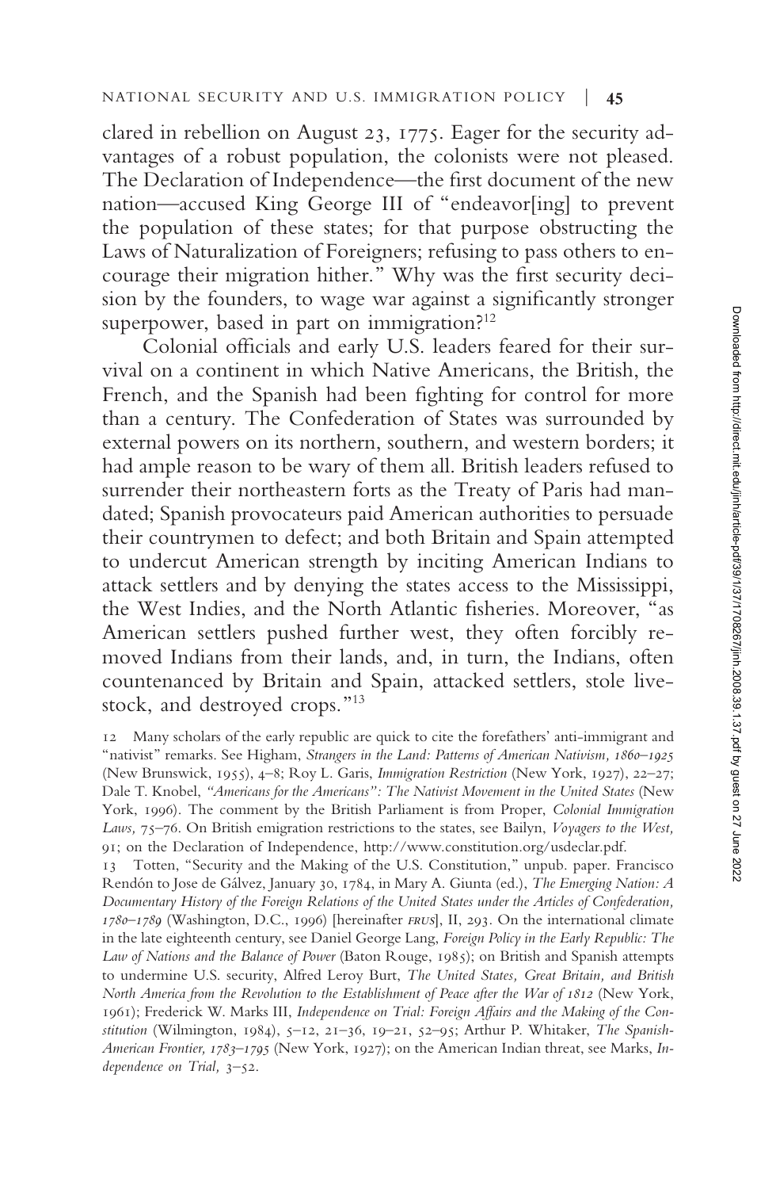clared in rebellion on August 23, 1775. Eager for the security advantages of a robust population, the colonists were not pleased. The Declaration of Independence—the first document of the new nation—accused King George III of "endeavor[ing] to prevent the population of these states; for that purpose obstructing the Laws of Naturalization of Foreigners; refusing to pass others to encourage their migration hither." Why was the first security decision by the founders, to wage war against a significantly stronger superpower, based in part on immigration?[12]

Colonial officials and early U.S. leaders feared for their survival on a continent in which Native Americans, the British, the French, and the Spanish had been fighting for control for more than a century. The Confederation of States was surrounded by external powers on its northern, southern, and western borders; it had ample reason to be wary of them all. British leaders refused to surrender their northeastern forts as the Treaty of Paris had mandated; Spanish provocateurs paid American authorities to persuade their countrymen to defect; and both Britain and Spain attempted to undercut American strength by inciting American Indians to attack settlers and by denying the states access to the Mississippi, the West Indies, and the North Atlantic fisheries. Moreover, "as American settlers pushed further west, they often forcibly removed Indians from their lands, and, in turn, the Indians, often countenanced by Britain and Spain, attacked settlers, stole livestock, and destroyed crops."[13]

12 Many scholars of the early republic are quick to cite the forefathers' anti-immigrant and "nativist" remarks. See Higham, *Strangers in the Land: Patterns of American Nativism, 1860–1925* (New Brunswick, 1955), 4–8; Roy L. Garis, *Immigration Restriction* (New York, 1927), 22–27; Dale T. Knobel, *"Americans for the Americans": The Nativist Movement in the United States* (New York, 1996). The comment by the British Parliament is from Proper, *Colonial Immigration Laws,* 75–76. On British emigration restrictions to the states, see Bailyn, *Voyagers to the West,* 91; on the Declaration of Independence, http://www.constitution.org/usdeclar.pdf.

13 Totten, "Security and the Making of the U.S. Constitution," unpub. paper. Francisco Rendón to Jose de Gálvez, January 30, 1784, in Mary A. Giunta (ed.), *The Emerging Nation: A Documentary History of the Foreign Relations of the United States under the Articles of Confederation, 1780–1789* (Washington, D.C., 1996) [hereinafter *FRUS*], II, 293. On the international climate in the late eighteenth century, see Daniel George Lang, *Foreign Policy in the Early Republic: The Law of Nations and the Balance of Power* (Baton Rouge, 1985); on British and Spanish attempts to undermine U.S. security, Alfred Leroy Burt, *The United States, Great Britain, and British North America from the Revolution to the Establishment of Peace after the War of 1812* (New York, 1961); Frederick W. Marks III, *Independence on Trial: Foreign Affairs and the Making of the Constitution* (Wilmington, 1984), 5–12, 21–36, 19–21, 52–95; Arthur P. Whitaker, *The Spanish-American Frontier, 1783–1795* (New York, 1927); on the American Indian threat, see Marks, *Independence on Trial,* 3–52.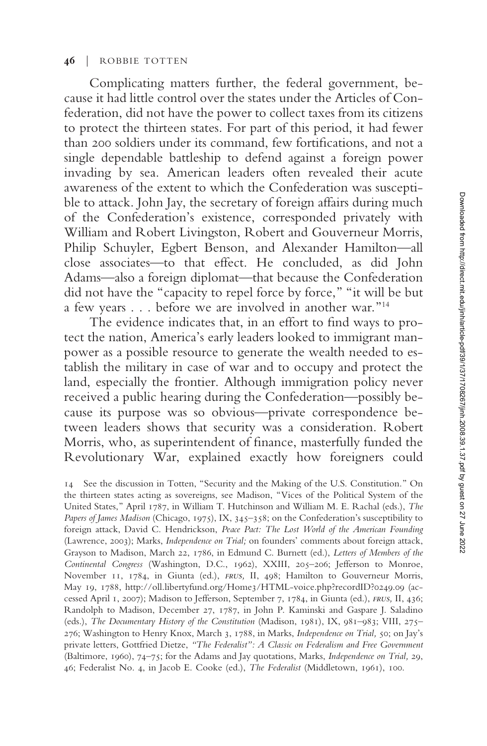Complicating matters further, the federal government, because it had little control over the states under the Articles of Confederation, did not have the power to collect taxes from its citizens to protect the thirteen states. For part of this period, it had fewer than 200 soldiers under its command, few fortifications, and not a single dependable battleship to defend against a foreign power invading by sea. American leaders often revealed their acute awareness of the extent to which the Confederation was susceptible to attack. John Jay, the secretary of foreign affairs during much of the Confederation's existence, corresponded privately with William and Robert Livingston, Robert and Gouverneur Morris, Philip Schuyler, Egbert Benson, and Alexander Hamilton—all close associates—to that effect. He concluded, as did John Adams—also a foreign diplomat—that because the Confederation did not have the "capacity to repel force by force," "it will be but a few years . . . before we are involved in another war."[14]

The evidence indicates that, in an effort to find ways to protect the nation, America's early leaders looked to immigrant manpower as a possible resource to generate the wealth needed to establish the military in case of war and to occupy and protect the land, especially the frontier. Although immigration policy never received a public hearing during the Confederation—possibly because its purpose was so obvious—private correspondence between leaders shows that security was a consideration. Robert Morris, who, as superintendent of finance, masterfully funded the Revolutionary War, explained exactly how foreigners could

14 See the discussion in Totten, "Security and the Making of the U.S. Constitution." On the thirteen states acting as sovereigns, see Madison, "Vices of the Political System of the United States," April 1787, in William T. Hutchinson and William M. E. Rachal (eds.), *The Papers of James Madison* (Chicago, 1975), IX, 345–358; on the Confederation's susceptibility to foreign attack, David C. Hendrickson, *Peace Pact: The Lost World of the American Founding* (Lawrence, 2003); Marks, *Independence on Trial;* on founders' comments about foreign attack, Grayson to Madison, March 22, 1786, in Edmund C. Burnett (ed.), *Letters of Members of the Continental Congress* (Washington, D.C., 1962), XXIII, 205–206; Jefferson to Monroe, November 11, 1784, in Giunta (ed.), *FRUS,* II, 498; Hamilton to Gouverneur Morris, May 19, 1788, http://oll.libertyfund.org/Home3/HTML-voice.php?recordID?0249.09 (accessed April 1, 2007); Madison to Jefferson, September 7, 1784, in Giunta (ed.), *FRUS,* II, 436; Randolph to Madison, December 27, 1787, in John P. Kaminski and Gaspare J. Saladino (eds.), *The Documentary History of the Constitution* (Madison, 1981), IX, 981–983; VIII, 275–276; Washington to Henry Knox, March 3, 1788, in Marks, *Independence on Trial,* 50; on Jay's private letters, Gottfried Dietze, *"The Federalist": A Classic on Federalism and Free Government* (Baltimore, 1960), 74–75; for the Adams and Jay quotations, Marks, *Independence on Trial,* 29, 46; Federalist No. 4, in Jacob E. Cooke (ed.), *The Federalist* (Middletown, 1961), 100.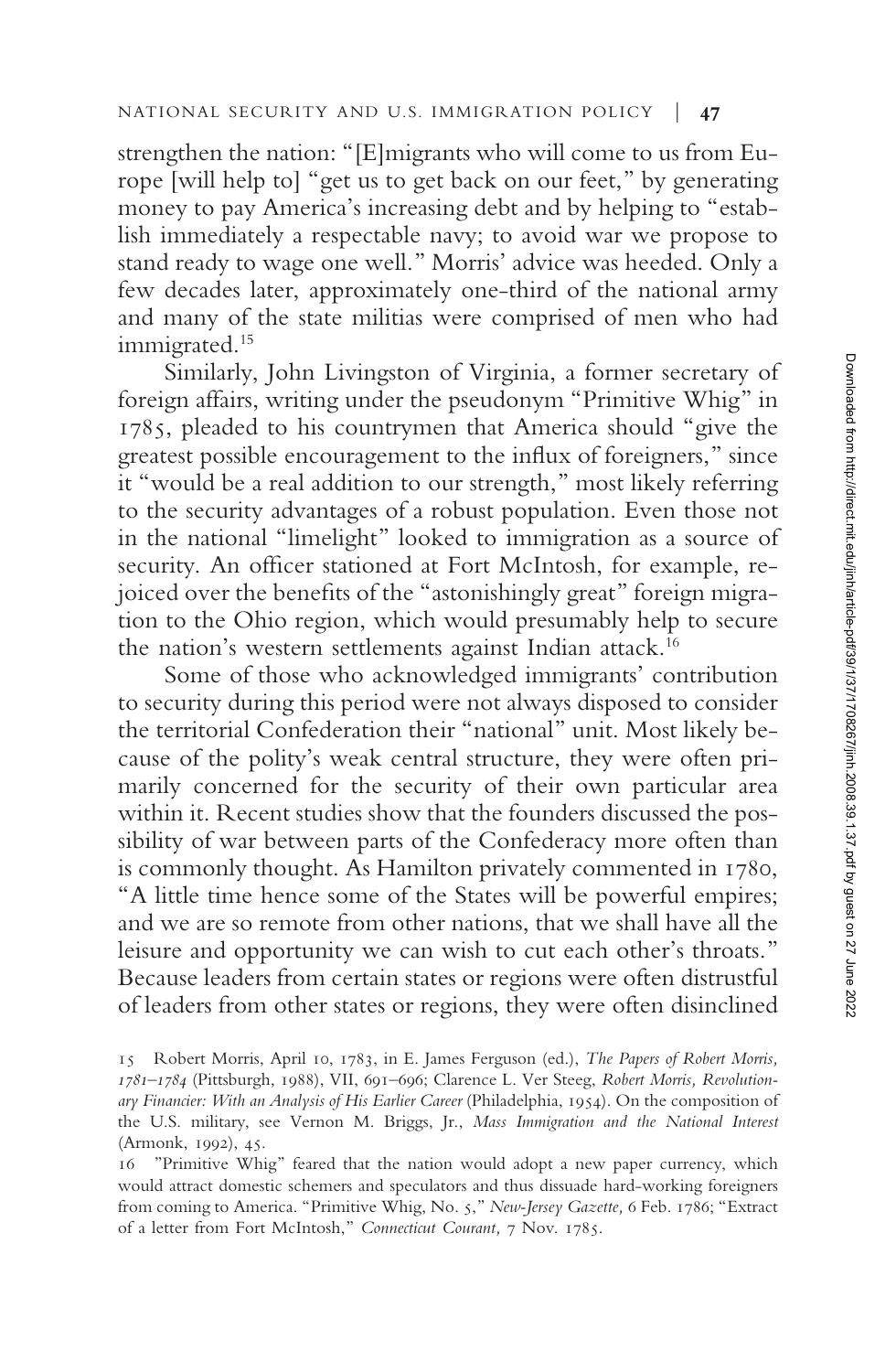strengthen the nation: "[E]migrants who will come to us from Europe [will help to] "get us to get back on our feet," by generating money to pay America's increasing debt and by helping to "establish immediately a respectable navy; to avoid war we propose to stand ready to wage one well." Morris' advice was heeded. Only a few decades later, approximately one-third of the national army and many of the state militias were comprised of men who had immigrated.[15]

Similarly, John Livingston of Virginia, a former secretary of foreign affairs, writing under the pseudonym "Primitive Whig" in 1785, pleaded to his countrymen that America should "give the greatest possible encouragement to the influx of foreigners," since it "would be a real addition to our strength," most likely referring to the security advantages of a robust population. Even those not in the national "limelight" looked to immigration as a source of security. An officer stationed at Fort McIntosh, for example, rejoiced over the benefits of the "astonishingly great" foreign migration to the Ohio region, which would presumably help to secure the nation's western settlements against Indian attack.[16]

Some of those who acknowledged immigrants' contribution to security during this period were not always disposed to consider the territorial Confederation their "national" unit. Most likely because of the polity's weak central structure, they were often primarily concerned for the security of their own particular area within it. Recent studies show that the founders discussed the possibility of war between parts of the Confederacy more often than is commonly thought. As Hamilton privately commented in 1780, "A little time hence some of the States will be powerful empires; and we are so remote from other nations, that we shall have all the leisure and opportunity we can wish to cut each other's throats." Because leaders from certain states or regions were often distrustful of leaders from other states or regions, they were often disinclined

15 Robert Morris, April 10, 1783, in E. James Ferguson (ed.), *The Papers of Robert Morris, 1781–1784* (Pittsburgh, 1988), VII, 691–696; Clarence L. Ver Steeg, *Robert Morris, Revolutionary Financier: With an Analysis of His Earlier Career* (Philadelphia, 1954). On the composition of the U.S. military, see Vernon M. Briggs, Jr., *Mass Immigration and the National Interest* (Armonk, 1992), 45.

16 "Primitive Whig" feared that the nation would adopt a new paper currency, which would attract domestic schemers and speculators and thus dissuade hard-working foreigners from coming to America. "Primitive Whig, No. 5," *New-Jersey Gazette,* 6 Feb. 1786; "Extract of a letter from Fort McIntosh," *Connecticut Courant,* 7 Nov. 1785.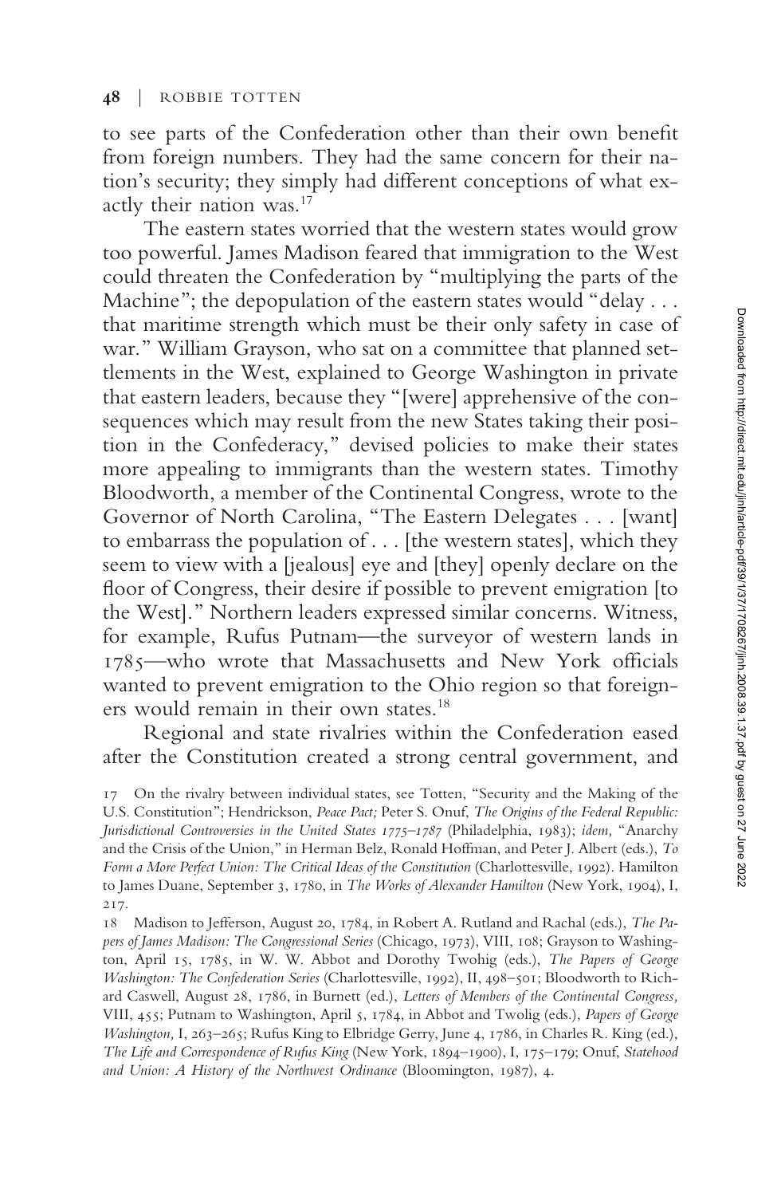to see parts of the Confederation other than their own benefit from foreign numbers. They had the same concern for their nation's security; they simply had different conceptions of what exactly their nation was.[17]

The eastern states worried that the western states would grow too powerful. James Madison feared that immigration to the West could threaten the Confederation by "multiplying the parts of the Machine"; the depopulation of the eastern states would "delay . . . that maritime strength which must be their only safety in case of war." William Grayson, who sat on a committee that planned settlements in the West, explained to George Washington in private that eastern leaders, because they "[were] apprehensive of the consequences which may result from the new States taking their position in the Confederacy," devised policies to make their states more appealing to immigrants than the western states. Timothy Bloodworth, a member of the Continental Congress, wrote to the Governor of North Carolina, "The Eastern Delegates . . . [want] to embarrass the population of . . . [the western states], which they seem to view with a [jealous] eye and [they] openly declare on the floor of Congress, their desire if possible to prevent emigration [to the West]." Northern leaders expressed similar concerns. Witness, for example, Rufus Putnam—the surveyor of western lands in 1785—who wrote that Massachusetts and New York officials wanted to prevent emigration to the Ohio region so that foreigners would remain in their own states.[18]

Regional and state rivalries within the Confederation eased after the Constitution created a strong central government, and

17 On the rivalry between individual states, see Totten, "Security and the Making of the U.S. Constitution"; Hendrickson, *Peace Pact;* Peter S. Onuf, *The Origins of the Federal Republic: Jurisdictional Controversies in the United States 1775–1787* (Philadelphia, 1983); *idem,* "Anarchy and the Crisis of the Union," in Herman Belz, Ronald Hoffman, and Peter J. Albert (eds.), *To Form a More Perfect Union: The Critical Ideas of the Constitution* (Charlottesville, 1992). Hamilton to James Duane, September 3, 1780, in *The Works of Alexander Hamilton* (New York, 1904), I, 217.

18 Madison to Jefferson, August 20, 1784, in Robert A. Rutland and Rachal (eds.), *The Papers of James Madison: The Congressional Series* (Chicago, 1973), VIII, 108; Grayson to Washington, April 15, 1785, in W. W. Abbot and Dorothy Twohig (eds.), *The Papers of George Washington: The Confederation Series* (Charlottesville, 1992), II, 498–501; Bloodworth to Richard Caswell, August 28, 1786, in Burnett (ed.), *Letters of Members of the Continental Congress,* VIII, 455; Putnam to Washington, April 5, 1784, in Abbot and Twolig (eds.), *Papers of George Washington,* I, 263–265; Rufus King to Elbridge Gerry, June 4, 1786, in Charles R. King (ed.), *The Life and Correspondence of Rufus King* (New York, 1894–1900), I, 175–179; Onuf, *Statehood and Union: A History of the Northwest Ordinance* (Bloomington, 1987), 4.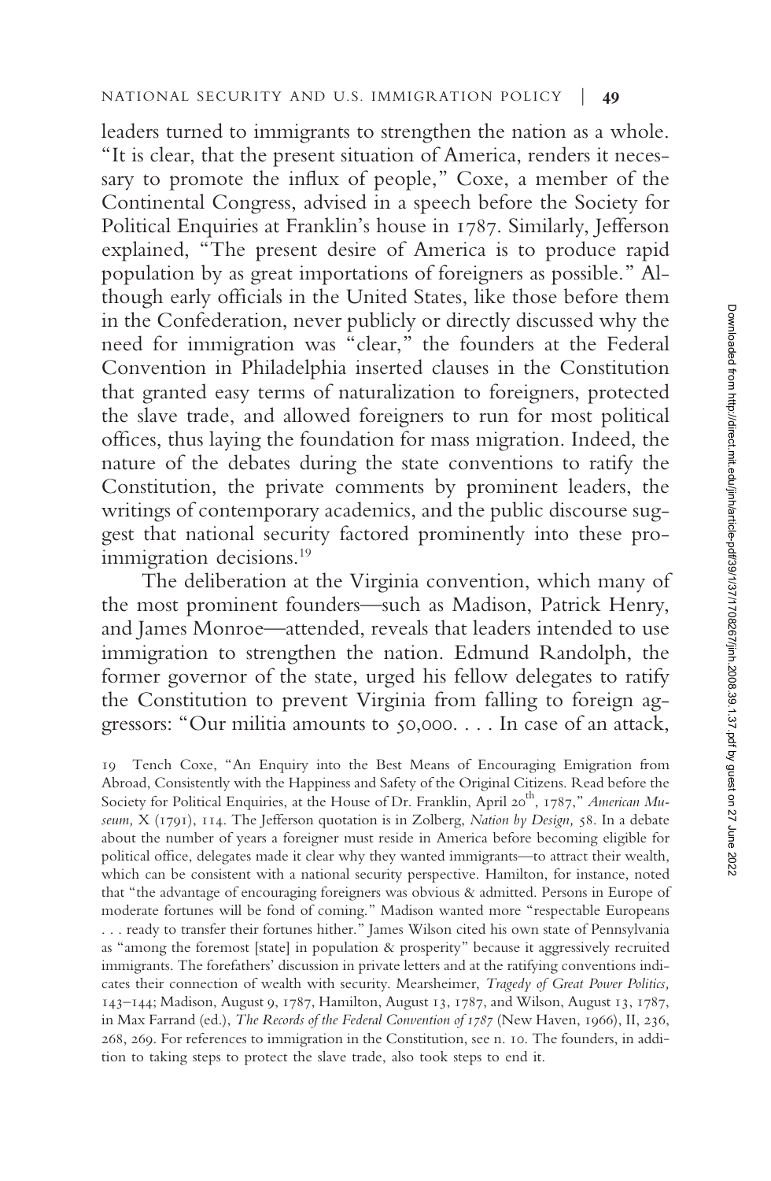leaders turned to immigrants to strengthen the nation as a whole. "It is clear, that the present situation of America, renders it necessary to promote the influx of people," Coxe, a member of the Continental Congress, advised in a speech before the Society for Political Enquiries at Franklin's house in 1787. Similarly, Jefferson explained, "The present desire of America is to produce rapid population by as great importations of foreigners as possible." Although early officials in the United States, like those before them in the Confederation, never publicly or directly discussed why the need for immigration was "clear," the founders at the Federal Convention in Philadelphia inserted clauses in the Constitution that granted easy terms of naturalization to foreigners, protected the slave trade, and allowed foreigners to run for most political offices, thus laying the foundation for mass migration. Indeed, the nature of the debates during the state conventions to ratify the Constitution, the private comments by prominent leaders, the writings of contemporary academics, and the public discourse suggest that national security factored prominently into these pro-immigration decisions.[19]

The deliberation at the Virginia convention, which many of the most prominent founders—such as Madison, Patrick Henry, and James Monroe—attended, reveals that leaders intended to use immigration to strengthen the nation. Edmund Randolph, the former governor of the state, urged his fellow delegates to ratify the Constitution to prevent Virginia from falling to foreign aggressors: "Our militia amounts to 50,000. . . . In case of an attack,

19 Tench Coxe, "An Enquiry into the Best Means of Encouraging Emigration from Abroad, Consistently with the Happiness and Safety of the Original Citizens. Read before the Society for Political Enquiries, at the House of Dr. Franklin, April 20th, 1787," *American Museum,* X (1791), 114. The Jefferson quotation is in Zolberg, *Nation by Design,* 58. In a debate about the number of years a foreigner must reside in America before becoming eligible for political office, delegates made it clear why they wanted immigrants—to attract their wealth, which can be consistent with a national security perspective. Hamilton, for instance, noted that "the advantage of encouraging foreigners was obvious & admitted. Persons in Europe of moderate fortunes will be fond of coming." Madison wanted more "respectable Europeans . . . ready to transfer their fortunes hither." James Wilson cited his own state of Pennsylvania as "among the foremost [state] in population & prosperity" because it aggressively recruited immigrants. The forefathers' discussion in private letters and at the ratifying conventions indicates their connection of wealth with security. Mearsheimer, *Tragedy of Great Power Politics,* 143–144; Madison, August 9, 1787, Hamilton, August 13, 1787, and Wilson, August 13, 1787, in Max Farrand (ed.), *The Records of the Federal Convention of 1787* (New Haven, 1966), II, 236, 268, 269. For references to immigration in the Constitution, see n. 10. The founders, in addition to taking steps to protect the slave trade, also took steps to end it.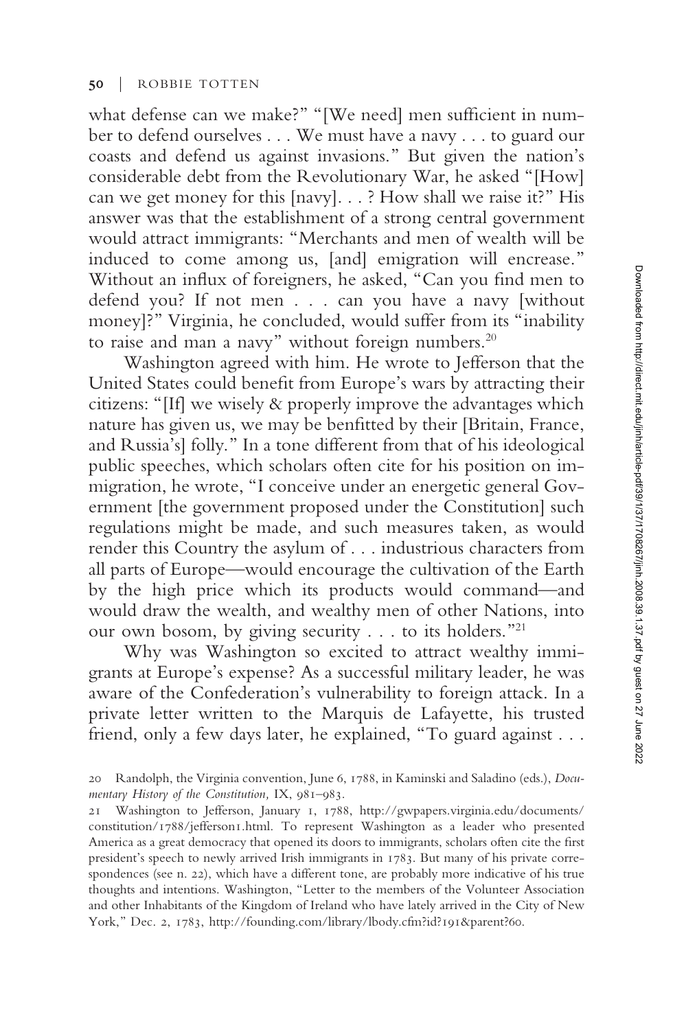what defense can we make?" "[We need] men sufficient in number to defend ourselves . . . We must have a navy . . . to guard our coasts and defend us against invasions." But given the nation's considerable debt from the Revolutionary War, he asked "[How] can we get money for this [navy]. . . ? How shall we raise it?" His answer was that the establishment of a strong central government would attract immigrants: "Merchants and men of wealth will be induced to come among us, [and] emigration will encrease." Without an influx of foreigners, he asked, "Can you find men to defend you? If not men . . . can you have a navy [without money]?" Virginia, he concluded, would suffer from its "inability to raise and man a navy" without foreign numbers.[20]

Washington agreed with him. He wrote to Jefferson that the United States could benefit from Europe's wars by attracting their citizens: "[If] we wisely & properly improve the advantages which nature has given us, we may be benfitted by their [Britain, France, and Russia's] folly." In a tone different from that of his ideological public speeches, which scholars often cite for his position on immigration, he wrote, "I conceive under an energetic general Government [the government proposed under the Constitution] such regulations might be made, and such measures taken, as would render this Country the asylum of . . . industrious characters from all parts of Europe—would encourage the cultivation of the Earth by the high price which its products would command—and would draw the wealth, and wealthy men of other Nations, into our own bosom, by giving security . . . to its holders."[21]

Why was Washington so excited to attract wealthy immigrants at Europe's expense? As a successful military leader, he was aware of the Confederation's vulnerability to foreign attack. In a private letter written to the Marquis de Lafayette, his trusted friend, only a few days later, he explained, "To guard against . . .

20 Randolph, the Virginia convention, June 6, 1788, in Kaminski and Saladino (eds.), *Documentary History of the Constitution,* IX, 981–983.

21 Washington to Jefferson, January 1, 1788, http://gwpapers.virginia.edu/documents/constitution/1788/jefferson1.html. To represent Washington as a leader who presented America as a great democracy that opened its doors to immigrants, scholars often cite the first president's speech to newly arrived Irish immigrants in 1783. But many of his private correspondences (see n. 22), which have a different tone, are probably more indicative of his true thoughts and intentions. Washington, "Letter to the members of the Volunteer Association and other Inhabitants of the Kingdom of Ireland who have lately arrived in the City of New York," Dec. 2, 1783, http://founding.com/library/lbody.cfm?id?191&parent?60.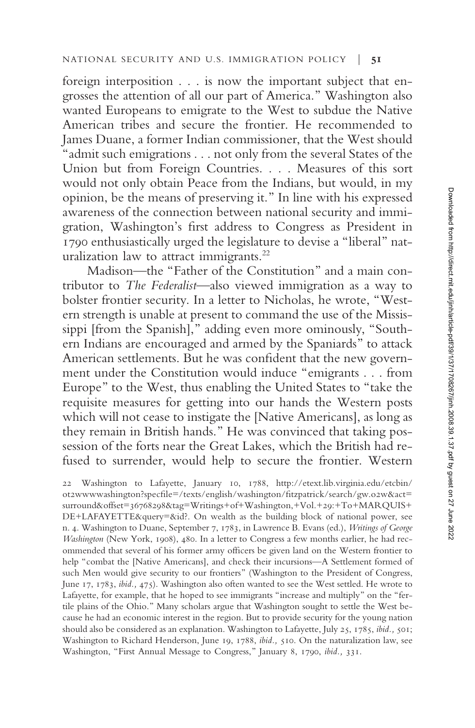foreign interposition . . . is now the important subject that engrosses the attention of all our part of America." Washington also wanted Europeans to emigrate to the West to subdue the Native American tribes and secure the frontier. He recommended to James Duane, a former Indian commissioner, that the West should "admit such emigrations . . . not only from the several States of the Union but from Foreign Countries. . . . Measures of this sort would not only obtain Peace from the Indians, but would, in my opinion, be the means of preserving it." In line with his expressed awareness of the connection between national security and immigration, Washington's first address to Congress as President in 1790 enthusiastically urged the legislature to devise a "liberal" naturalization law to attract immigrants.[22]

Madison—the "Father of the Constitution" and a main contributor to *The Federalist*—also viewed immigration as a way to bolster frontier security. In a letter to Nicholas, he wrote, "Western strength is unable at present to command the use of the Mississippi [from the Spanish]," adding even more ominously, "Southern Indians are encouraged and armed by the Spaniards" to attack American settlements. But he was confident that the new government under the Constitution would induce "emigrants . . . from Europe" to the West, thus enabling the United States to "take the requisite measures for getting into our hands the Western posts which will not cease to instigate the [Native Americans], as long as they remain in British hands." He was convinced that taking possession of the forts near the Great Lakes, which the British had refused to surrender, would help to secure the frontier. Western

22 Washington to Lafayette, January 10, 1788, http://etext.lib.virginia.edu/etcbin/ot2wwwwashington?specfile=/texts/english/washington/fitzpatrick/search/gw.02w&act=surround&offset=36768298&tag=Writings+of+Washington,+Vol.+29:+To+MARQUIS+DE+LAFAYETTE&query=&id?. On wealth as the building block of national power, see n. 4. Washington to Duane, September 7, 1783, in Lawrence B. Evans (ed.), *Writings of George Washington* (New York, 1908), 480. In a letter to Congress a few months earlier, he had recommended that several of his former army officers be given land on the Western frontier to help "combat the [Native Americans], and check their incursions—A Settlement formed of such Men would give security to our frontiers" (Washington to the President of Congress, June 17, 1783, *ibid.,* 475). Washington also often wanted to see the West settled. He wrote to Lafayette, for example, that he hoped to see immigrants "increase and multiply" on the "fertile plains of the Ohio." Many scholars argue that Washington sought to settle the West because he had an economic interest in the region. But to provide security for the young nation should also be considered as an explanation. Washington to Lafayette, July 25, 1785, *ibid.,* 501; Washington to Richard Henderson, June 19, 1788, *ibid.,* 510. On the naturalization law, see Washington, "First Annual Message to Congress," January 8, 1790, *ibid.,* 331.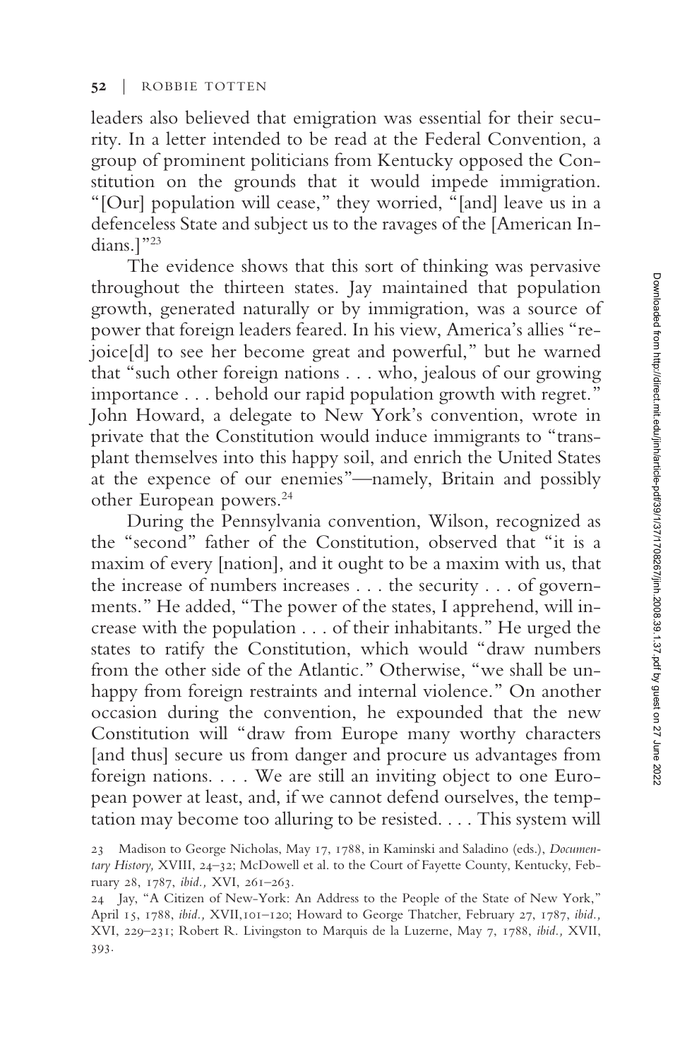leaders also believed that emigration was essential for their security. In a letter intended to be read at the Federal Convention, a group of prominent politicians from Kentucky opposed the Constitution on the grounds that it would impede immigration. "[Our] population will cease," they worried, "[and] leave us in a defenceless State and subject us to the ravages of the [American Indians.]"[23]

The evidence shows that this sort of thinking was pervasive throughout the thirteen states. Jay maintained that population growth, generated naturally or by immigration, was a source of power that foreign leaders feared. In his view, America's allies "rejoice[d] to see her become great and powerful," but he warned that "such other foreign nations . . . who, jealous of our growing importance . . . behold our rapid population growth with regret." John Howard, a delegate to New York's convention, wrote in private that the Constitution would induce immigrants to "transplant themselves into this happy soil, and enrich the United States at the expence of our enemies"—namely, Britain and possibly other European powers.[24]

During the Pennsylvania convention, Wilson, recognized as the "second" father of the Constitution, observed that "it is a maxim of every [nation], and it ought to be a maxim with us, that the increase of numbers increases . . . the security . . . of governments." He added, "The power of the states, I apprehend, will increase with the population . . . of their inhabitants." He urged the states to ratify the Constitution, which would "draw numbers from the other side of the Atlantic." Otherwise, "we shall be unhappy from foreign restraints and internal violence." On another occasion during the convention, he expounded that the new Constitution will "draw from Europe many worthy characters [and thus] secure us from danger and procure us advantages from foreign nations. . . . We are still an inviting object to one European power at least, and, if we cannot defend ourselves, the temptation may become too alluring to be resisted. . . . This system will

23 Madison to George Nicholas, May 17, 1788, in Kaminski and Saladino (eds.), *Documentary History,* XVIII, 24–32; McDowell et al. to the Court of Fayette County, Kentucky, February 28, 1787, *ibid.,* XVI, 261–263.

24 Jay, "A Citizen of New-York: An Address to the People of the State of New York," April 15, 1788, *ibid.,* XVII,101–120; Howard to George Thatcher, February 27, 1787, *ibid.,* XVI, 229–231; Robert R. Livingston to Marquis de la Luzerne, May 7, 1788, *ibid.,* XVII, 393.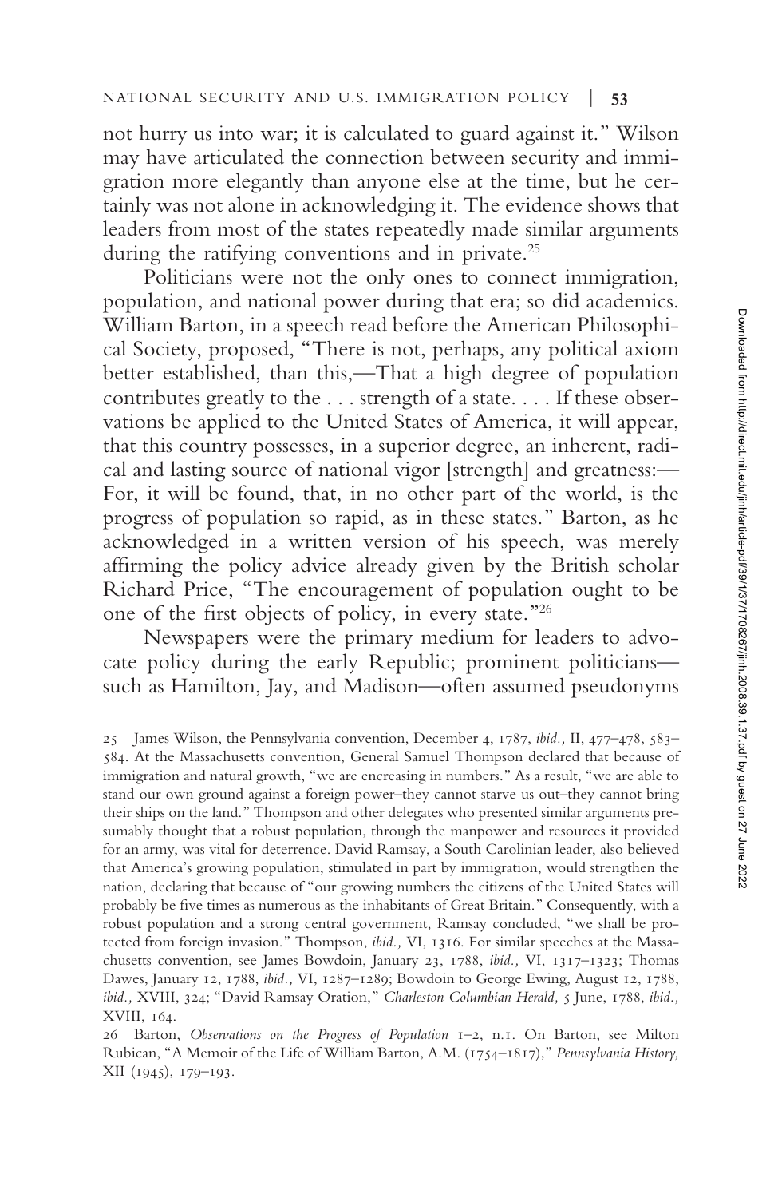not hurry us into war; it is calculated to guard against it." Wilson may have articulated the connection between security and immigration more elegantly than anyone else at the time, but he certainly was not alone in acknowledging it. The evidence shows that leaders from most of the states repeatedly made similar arguments during the ratifying conventions and in private.[25]

Politicians were not the only ones to connect immigration, population, and national power during that era; so did academics. William Barton, in a speech read before the American Philosophical Society, proposed, "There is not, perhaps, any political axiom better established, than this,—That a high degree of population contributes greatly to the . . . strength of a state. . . . If these observations be applied to the United States of America, it will appear, that this country possesses, in a superior degree, an inherent, radical and lasting source of national vigor [strength] and greatness:—For, it will be found, that, in no other part of the world, is the progress of population so rapid, as in these states." Barton, as he acknowledged in a written version of his speech, was merely affirming the policy advice already given by the British scholar Richard Price, "The encouragement of population ought to be one of the first objects of policy, in every state."[26]

Newspapers were the primary medium for leaders to advocate policy during the early Republic; prominent politicians—such as Hamilton, Jay, and Madison—often assumed pseudonyms

25 James Wilson, the Pennsylvania convention, December 4, 1787, *ibid.,* II, 477–478, 583–584. At the Massachusetts convention, General Samuel Thompson declared that because of immigration and natural growth, "we are encreasing in numbers." As a result, "we are able to stand our own ground against a foreign power–they cannot starve us out–they cannot bring their ships on the land." Thompson and other delegates who presented similar arguments presumably thought that a robust population, through the manpower and resources it provided for an army, was vital for deterrence. David Ramsay, a South Carolinian leader, also believed that America's growing population, stimulated in part by immigration, would strengthen the nation, declaring that because of "our growing numbers the citizens of the United States will probably be five times as numerous as the inhabitants of Great Britain." Consequently, with a robust population and a strong central government, Ramsay concluded, "we shall be protected from foreign invasion." Thompson, *ibid.,* VI, 1316. For similar speeches at the Massachusetts convention, see James Bowdoin, January 23, 1788, *ibid.,* VI, 1317–1323; Thomas Dawes, January 12, 1788, *ibid.,* VI, 1287–1289; Bowdoin to George Ewing, August 12, 1788, *ibid.,* XVIII, 324; "David Ramsay Oration," *Charleston Columbian Herald,* 5 June, 1788, *ibid.,* XVIII, 164.

26 Barton, *Observations on the Progress of Population* 1–2, n.1. On Barton, see Milton Rubican, "A Memoir of the Life of William Barton, A.M. (1754–1817)," *Pennsylvania History,* XII (1945), 179–193.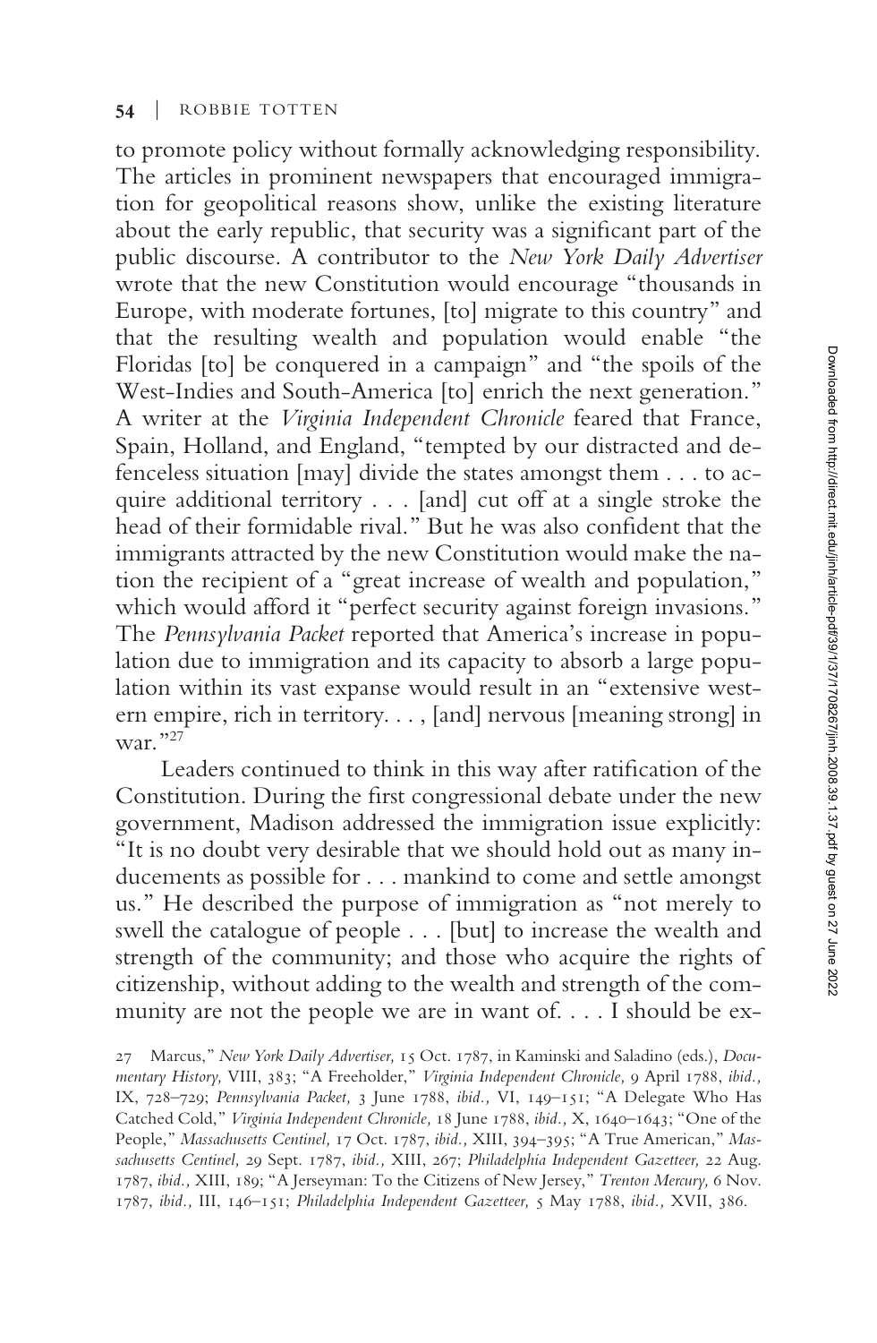to promote policy without formally acknowledging responsibility. The articles in prominent newspapers that encouraged immigration for geopolitical reasons show, unlike the existing literature about the early republic, that security was a significant part of the public discourse. A contributor to the *New York Daily Advertiser* wrote that the new Constitution would encourage "thousands in Europe, with moderate fortunes, [to] migrate to this country" and that the resulting wealth and population would enable "the Floridas [to] be conquered in a campaign" and "the spoils of the West-Indies and South-America [to] enrich the next generation." A writer at the *Virginia Independent Chronicle* feared that France, Spain, Holland, and England, "tempted by our distracted and defenceless situation [may] divide the states amongst them . . . to acquire additional territory . . . [and] cut off at a single stroke the head of their formidable rival." But he was also confident that the immigrants attracted by the new Constitution would make the nation the recipient of a "great increase of wealth and population," which would afford it "perfect security against foreign invasions." The *Pennsylvania Packet* reported that America's increase in population due to immigration and its capacity to absorb a large population within its vast expanse would result in an "extensive western empire, rich in territory. . . , [and] nervous [meaning strong] in war."[27]

Leaders continued to think in this way after ratification of the Constitution. During the first congressional debate under the new government, Madison addressed the immigration issue explicitly: "It is no doubt very desirable that we should hold out as many inducements as possible for . . . mankind to come and settle amongst us." He described the purpose of immigration as "not merely to swell the catalogue of people . . . [but] to increase the wealth and strength of the community; and those who acquire the rights of citizenship, without adding to the wealth and strength of the community are not the people we are in want of. . . . I should be ex-

27 Marcus," *New York Daily Advertiser,* 15 Oct. 1787, in Kaminski and Saladino (eds.), *Documentary History,* VIII, 383; "A Freeholder," *Virginia Independent Chronicle,* 9 April 1788, *ibid.,* IX, 728–729; *Pennsylvania Packet,* 3 June 1788, *ibid.,* VI, 149–151; "A Delegate Who Has Catched Cold," *Virginia Independent Chronicle,* 18 June 1788, *ibid.,* X, 1640–1643; "One of the People," *Massachusetts Centinel,* 17 Oct. 1787, *ibid.,* XIII, 394–395; "A True American," *Massachusetts Centinel,* 29 Sept. 1787, *ibid.,* XIII, 267; *Philadelphia Independent Gazetteer,* 22 Aug. 1787, *ibid.,* XIII, 189; "A Jerseyman: To the Citizens of New Jersey," *Trenton Mercury,* 6 Nov. 1787, *ibid.,* III, 146–151; *Philadelphia Independent Gazetteer,* 5 May 1788, *ibid.,* XVII, 386.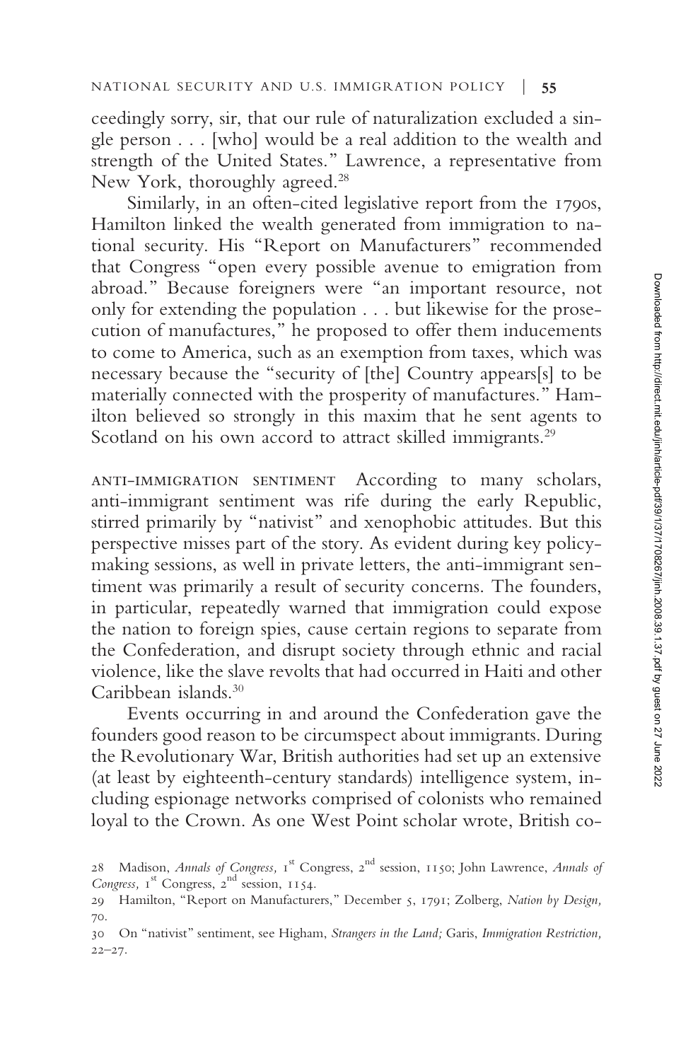ceedingly sorry, sir, that our rule of naturalization excluded a single person . . . [who] would be a real addition to the wealth and strength of the United States." Lawrence, a representative from New York, thoroughly agreed.[28]

Similarly, in an often-cited legislative report from the 1790s, Hamilton linked the wealth generated from immigration to national security. His "Report on Manufacturers" recommended that Congress "open every possible avenue to emigration from abroad." Because foreigners were "an important resource, not only for extending the population . . . but likewise for the prosecution of manufactures," he proposed to offer them inducements to come to America, such as an exemption from taxes, which was necessary because the "security of [the] Country appears[s] to be materially connected with the prosperity of manufactures." Hamilton believed so strongly in this maxim that he sent agents to Scotland on his own accord to attract skilled immigrants.[29]

ANTI-IMMIGRATION SENTIMENT According to many scholars, anti-immigrant sentiment was rife during the early Republic, stirred primarily by "nativist" and xenophobic attitudes. But this perspective misses part of the story. As evident during key policymaking sessions, as well in private letters, the anti-immigrant sentiment was primarily a result of security concerns. The founders, in particular, repeatedly warned that immigration could expose the nation to foreign spies, cause certain regions to separate from the Confederation, and disrupt society through ethnic and racial violence, like the slave revolts that had occurred in Haiti and other Caribbean islands.[30]

Events occurring in and around the Confederation gave the founders good reason to be circumspect about immigrants. During the Revolutionary War, British authorities had set up an extensive (at least by eighteenth-century standards) intelligence system, including espionage networks comprised of colonists who remained loyal to the Crown. As one West Point scholar wrote, British co-

28 Madison, *Annals of Congress,* 1st Congress, 2nd session, 1150; John Lawrence, *Annals of Congress,* 1st Congress, 2nd session, 1154.

29 Hamilton, "Report on Manufacturers," December 5, 1791; Zolberg, *Nation by Design,* 70.

30 On "nativist" sentiment, see Higham, *Strangers in the Land;* Garis, *Immigration Restriction,* 22–27.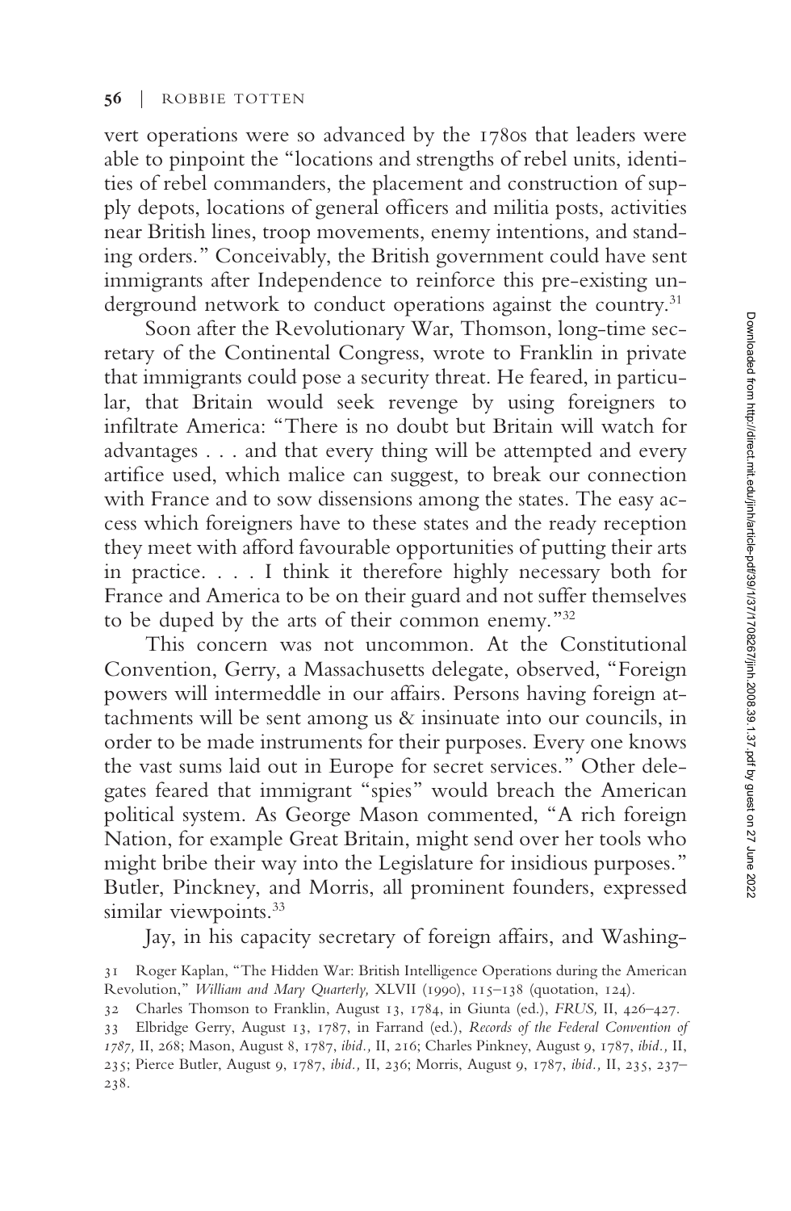vert operations were so advanced by the 1780s that leaders were able to pinpoint the "locations and strengths of rebel units, identities of rebel commanders, the placement and construction of supply depots, locations of general officers and militia posts, activities near British lines, troop movements, enemy intentions, and standing orders." Conceivably, the British government could have sent immigrants after Independence to reinforce this pre-existing underground network to conduct operations against the country.[31]

Soon after the Revolutionary War, Thomson, long-time secretary of the Continental Congress, wrote to Franklin in private that immigrants could pose a security threat. He feared, in particular, that Britain would seek revenge by using foreigners to infiltrate America: "There is no doubt but Britain will watch for advantages . . . and that every thing will be attempted and every artifice used, which malice can suggest, to break our connection with France and to sow dissensions among the states. The easy access which foreigners have to these states and the ready reception they meet with afford favourable opportunities of putting their arts in practice. . . . I think it therefore highly necessary both for France and America to be on their guard and not suffer themselves to be duped by the arts of their common enemy."[32]

This concern was not uncommon. At the Constitutional Convention, Gerry, a Massachusetts delegate, observed, "Foreign powers will intermeddle in our affairs. Persons having foreign attachments will be sent among us & insinuate into our councils, in order to be made instruments for their purposes. Every one knows the vast sums laid out in Europe for secret services." Other delegates feared that immigrant "spies" would breach the American political system. As George Mason commented, "A rich foreign Nation, for example Great Britain, might send over her tools who might bribe their way into the Legislature for insidious purposes." Butler, Pinckney, and Morris, all prominent founders, expressed similar viewpoints.[33]

Jay, in his capacity secretary of foreign affairs, and Washing-

31 Roger Kaplan, "The Hidden War: British Intelligence Operations during the American Revolution," *William and Mary Quarterly,* XLVII (1990), 115–138 (quotation, 124).

32 Charles Thomson to Franklin, August 13, 1784, in Giunta (ed.), *FRUS,* II, 426–427.

33 Elbridge Gerry, August 13, 1787, in Farrand (ed.), *Records of the Federal Convention of 1787,* II, 268; Mason, August 8, 1787, *ibid.,* II, 216; Charles Pinkney, August 9, 1787, *ibid.,* II, 235; Pierce Butler, August 9, 1787, *ibid.,* II, 236; Morris, August 9, 1787, *ibid.,* II, 235, 237–238.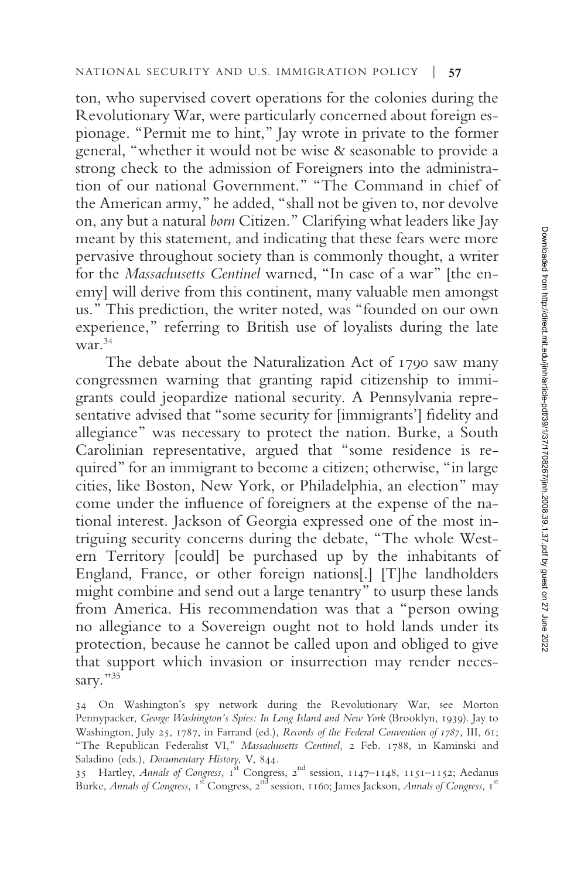ton, who supervised covert operations for the colonies during the Revolutionary War, were particularly concerned about foreign espionage. "Permit me to hint," Jay wrote in private to the former general, "whether it would not be wise & seasonable to provide a strong check to the admission of Foreigners into the administration of our national Government." "The Command in chief of the American army," he added, "shall not be given to, nor devolve on, any but a natural *born* Citizen." Clarifying what leaders like Jay meant by this statement, and indicating that these fears were more pervasive throughout society than is commonly thought, a writer for the *Massachusetts Centinel* warned, "In case of a war" [the enemy] will derive from this continent, many valuable men amongst us." This prediction, the writer noted, was "founded on our own experience," referring to British use of loyalists during the late war.[34]

The debate about the Naturalization Act of 1790 saw many congressmen warning that granting rapid citizenship to immigrants could jeopardize national security. A Pennsylvania representative advised that "some security for [immigrants'] fidelity and allegiance" was necessary to protect the nation. Burke, a South Carolinian representative, argued that "some residence is required" for an immigrant to become a citizen; otherwise, "in large cities, like Boston, New York, or Philadelphia, an election" may come under the influence of foreigners at the expense of the national interest. Jackson of Georgia expressed one of the most intriguing security concerns during the debate, "The whole Western Territory [could] be purchased up by the inhabitants of England, France, or other foreign nations[.] [T]he landholders might combine and send out a large tenantry" to usurp these lands from America. His recommendation was that a "person owing no allegiance to a Sovereign ought not to hold lands under its protection, because he cannot be called upon and obliged to give that support which invasion or insurrection may render necessary."[35]

34 On Washington's spy network during the Revolutionary War, see Morton Pennypacker, *George Washington's Spies: In Long Island and New York* (Brooklyn, 1939). Jay to Washington, July 25, 1787, in Farrand (ed.), *Records of the Federal Convention of 1787,* III, 61; "The Republican Federalist VI," *Massachusetts Centinel,* 2 Feb. 1788, in Kaminski and Saladino (eds.), *Documentary History,* V, 844.

35 Hartley, *Annals of Congress,* 1st Congress, 2nd session, 1147–1148, 1151–1152; Aedanus Burke, *Annals of Congress,* 1st Congress, 2nd session, 1160; James Jackson, *Annals of Congress,* 1st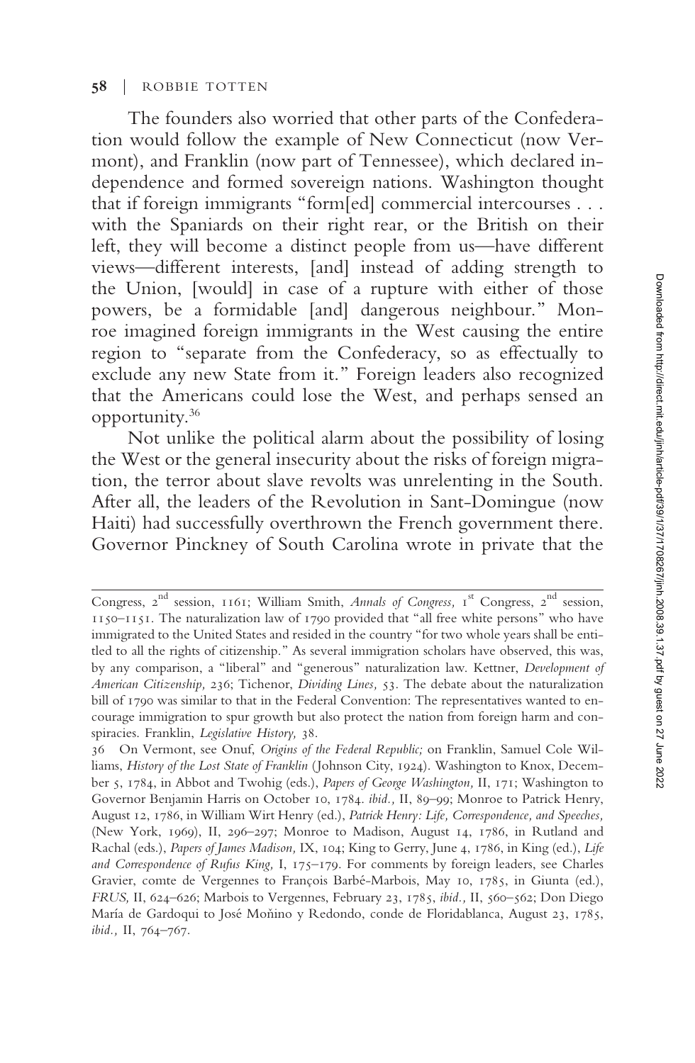The founders also worried that other parts of the Confederation would follow the example of New Connecticut (now Vermont), and Franklin (now part of Tennessee), which declared independence and formed sovereign nations. Washington thought that if foreign immigrants "form[ed] commercial intercourses . . . with the Spaniards on their right rear, or the British on their left, they will become a distinct people from us—have different views—different interests, [and] instead of adding strength to the Union, [would] in case of a rupture with either of those powers, be a formidable [and] dangerous neighbour." Monroe imagined foreign immigrants in the West causing the entire region to "separate from the Confederacy, so as effectually to exclude any new State from it." Foreign leaders also recognized that the Americans could lose the West, and perhaps sensed an opportunity.[36]

Not unlike the political alarm about the possibility of losing the West or the general insecurity about the risks of foreign migration, the terror about slave revolts was unrelenting in the South. After all, the leaders of the Revolution in Sant-Domingue (now Haiti) had successfully overthrown the French government there. Governor Pinckney of South Carolina wrote in private that the

---

Congress, 2nd session, 1161; William Smith, *Annals of Congress*, 1st Congress, 2nd session, 1150–1151. The naturalization law of 1790 provided that "all free white persons" who have immigrated to the United States and resided in the country "for two whole years shall be entitled to all the rights of citizenship." As several immigration scholars have observed, this was, by any comparison, a "liberal" and "generous" naturalization law. Kettner, *Development of American Citizenship*, 236; Tichenor, *Dividing Lines*, 53. The debate about the naturalization bill of 1790 was similar to that in the Federal Convention: The representatives wanted to encourage immigration to spur growth but also protect the nation from foreign harm and conspiracies. Franklin, *Legislative History*, 38.

36 On Vermont, see Onuf, *Origins of the Federal Republic;* on Franklin, Samuel Cole Williams, *History of the Lost State of Franklin* (Johnson City, 1924). Washington to Knox, December 5, 1784, in Abbot and Twohig (eds.), *Papers of George Washington*, II, 171; Washington to Governor Benjamin Harris on October 10, 1784. *ibid.*, II, 89–99; Monroe to Patrick Henry, August 12, 1786, in William Wirt Henry (ed.), *Patrick Henry: Life, Correspondence, and Speeches*, (New York, 1969), II, 296–297; Monroe to Madison, August 14, 1786, in Rutland and Rachal (eds.), *Papers of James Madison*, IX, 104; King to Gerry, June 4, 1786, in King (ed.), *Life and Correspondence of Rufus King*, I, 175–179. For comments by foreign leaders, see Charles Gravier, comte de Vergennes to François Barbé-Marbois, May 10, 1785, in Giunta (ed.), *FRUS*, II, 624–626; Marbois to Vergennes, February 23, 1785, *ibid.*, II, 560–562; Don Diego María de Gardoqui to José Moñino y Redondo, conde de Floridablanca, August 23, 1785, *ibid.*, II, 764–767.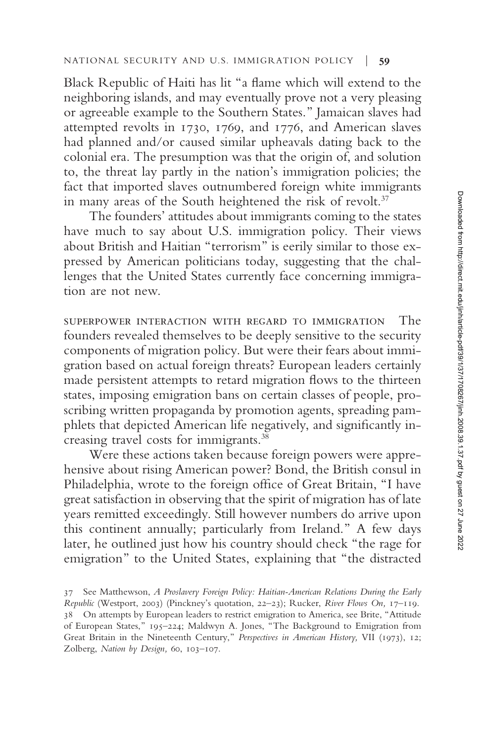Black Republic of Haiti has lit "a flame which will extend to the neighboring islands, and may eventually prove not a very pleasing or agreeable example to the Southern States." Jamaican slaves had attempted revolts in 1730, 1769, and 1776, and American slaves had planned and/or caused similar upheavals dating back to the colonial era. The presumption was that the origin of, and solution to, the threat lay partly in the nation's immigration policies; the fact that imported slaves outnumbered foreign white immigrants in many areas of the South heightened the risk of revolt.[37]

The founders' attitudes about immigrants coming to the states have much to say about U.S. immigration policy. Their views about British and Haitian "terrorism" is eerily similar to those expressed by American politicians today, suggesting that the challenges that the United States currently face concerning immigration are not new.

SUPERPOWER INTERACTION WITH REGARD TO IMMIGRATION The founders revealed themselves to be deeply sensitive to the security components of migration policy. But were their fears about immigration based on actual foreign threats? European leaders certainly made persistent attempts to retard migration flows to the thirteen states, imposing emigration bans on certain classes of people, proscribing written propaganda by promotion agents, spreading pamphlets that depicted American life negatively, and significantly increasing travel costs for immigrants.[38]

Were these actions taken because foreign powers were apprehensive about rising American power? Bond, the British consul in Philadelphia, wrote to the foreign office of Great Britain, "I have great satisfaction in observing that the spirit of migration has of late years remitted exceedingly. Still however numbers do arrive upon this continent annually; particularly from Ireland." A few days later, he outlined just how his country should check "the rage for emigration" to the United States, explaining that "the distracted

37 See Matthewson, *A Proslavery Foreign Policy: Haitian-American Relations During the Early Republic* (Westport, 2003) (Pinckney's quotation, 22–23); Rucker, *River Flows On,* 17–119.

38 On attempts by European leaders to restrict emigration to America, see Brite, "Attitude of European States," 195–224; Maldwyn A. Jones, "The Background to Emigration from Great Britain in the Nineteenth Century," *Perspectives in American History,* VII (1973), 12; Zolberg, *Nation by Design,* 60, 103–107.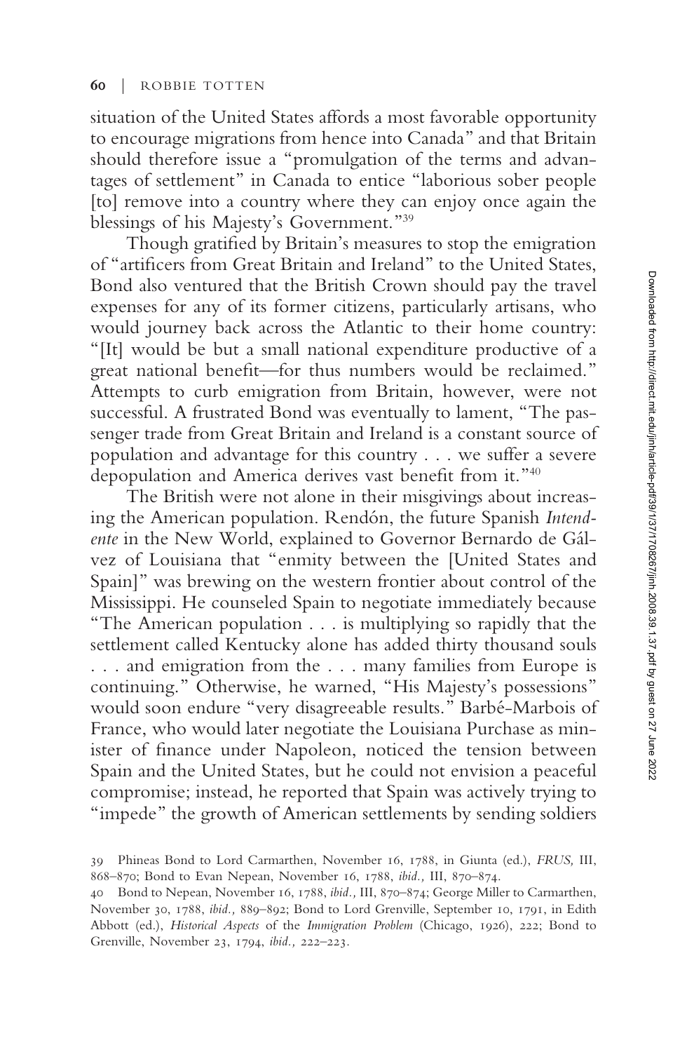situation of the United States affords a most favorable opportunity to encourage migrations from hence into Canada" and that Britain should therefore issue a "promulgation of the terms and advantages of settlement" in Canada to entice "laborious sober people [to] remove into a country where they can enjoy once again the blessings of his Majesty's Government."[39]

Though gratified by Britain's measures to stop the emigration of "artificers from Great Britain and Ireland" to the United States, Bond also ventured that the British Crown should pay the travel expenses for any of its former citizens, particularly artisans, who would journey back across the Atlantic to their home country: "[It] would be but a small national expenditure productive of a great national benefit—for thus numbers would be reclaimed." Attempts to curb emigration from Britain, however, were not successful. A frustrated Bond was eventually to lament, "The passenger trade from Great Britain and Ireland is a constant source of population and advantage for this country . . . we suffer a severe depopulation and America derives vast benefit from it."[40]

The British were not alone in their misgivings about increasing the American population. Rendón, the future Spanish *Intendente* in the New World, explained to Governor Bernardo de Gálvez of Louisiana that "enmity between the [United States and Spain]" was brewing on the western frontier about control of the Mississippi. He counseled Spain to negotiate immediately because "The American population . . . is multiplying so rapidly that the settlement called Kentucky alone has added thirty thousand souls . . . and emigration from the . . . many families from Europe is continuing." Otherwise, he warned, "His Majesty's possessions" would soon endure "very disagreeable results." Barbé-Marbois of France, who would later negotiate the Louisiana Purchase as minister of finance under Napoleon, noticed the tension between Spain and the United States, but he could not envision a peaceful compromise; instead, he reported that Spain was actively trying to "impede" the growth of American settlements by sending soldiers

39 Phineas Bond to Lord Carmarthen, November 16, 1788, in Giunta (ed.), *FRUS,* III, 868–870; Bond to Evan Nepean, November 16, 1788, *ibid.,* III, 870–874.

40 Bond to Nepean, November 16, 1788, *ibid.,* III, 870–874; George Miller to Carmarthen, November 30, 1788, *ibid.,* 889–892; Bond to Lord Grenville, September 10, 1791, in Edith Abbott (ed.), *Historical Aspects* of the *Immigration Problem* (Chicago, 1926), 222; Bond to Grenville, November 23, 1794, *ibid.,* 222–223.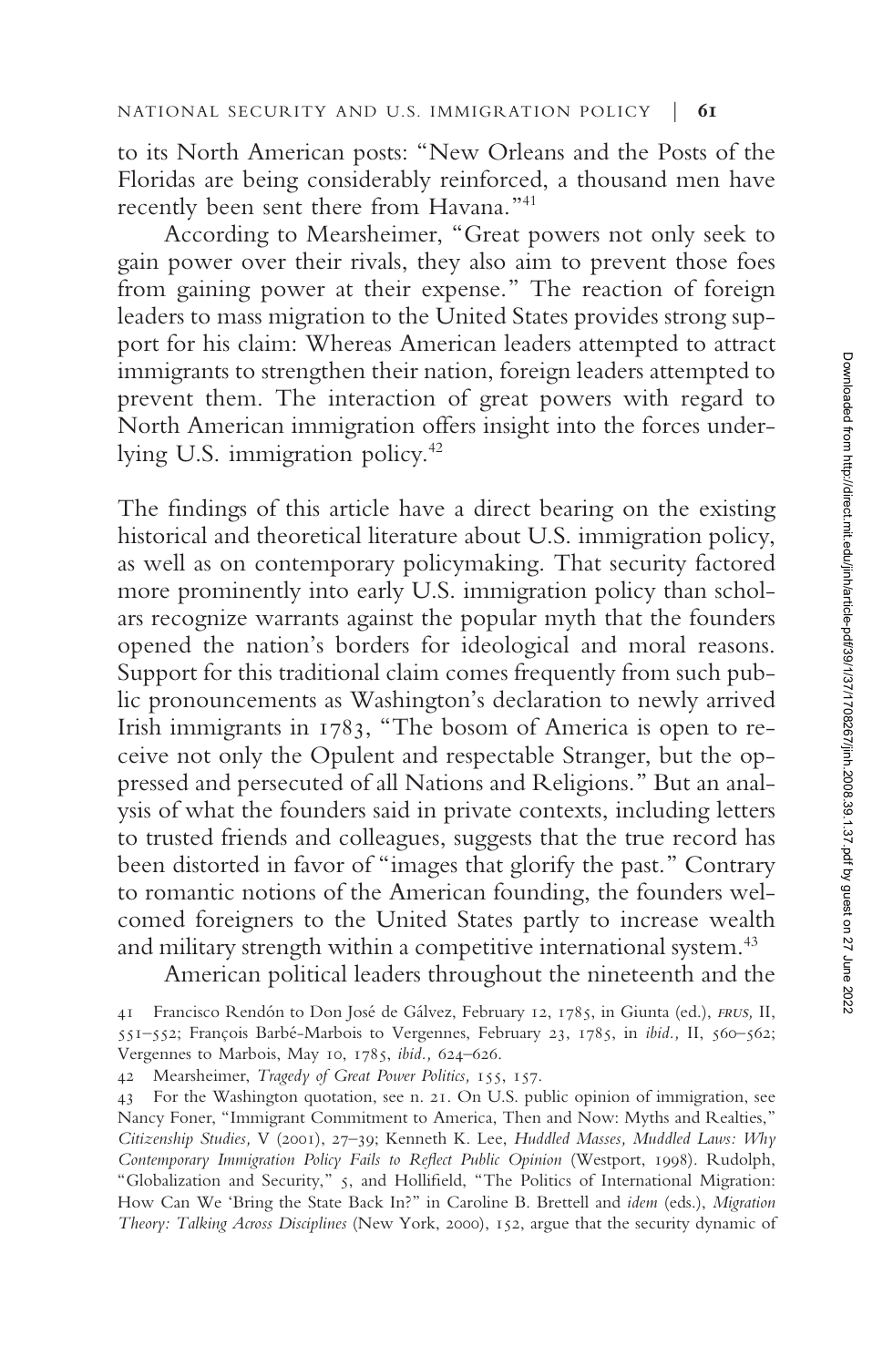to its North American posts: "New Orleans and the Posts of the Floridas are being considerably reinforced, a thousand men have recently been sent there from Havana."[41]

According to Mearsheimer, "Great powers not only seek to gain power over their rivals, they also aim to prevent those foes from gaining power at their expense." The reaction of foreign leaders to mass migration to the United States provides strong support for his claim: Whereas American leaders attempted to attract immigrants to strengthen their nation, foreign leaders attempted to prevent them. The interaction of great powers with regard to North American immigration offers insight into the forces underlying U.S. immigration policy.[42]

The findings of this article have a direct bearing on the existing historical and theoretical literature about U.S. immigration policy, as well as on contemporary policymaking. That security factored more prominently into early U.S. immigration policy than scholars recognize warrants against the popular myth that the founders opened the nation's borders for ideological and moral reasons. Support for this traditional claim comes frequently from such public pronouncements as Washington's declaration to newly arrived Irish immigrants in 1783, "The bosom of America is open to receive not only the Opulent and respectable Stranger, but the oppressed and persecuted of all Nations and Religions." But an analysis of what the founders said in private contexts, including letters to trusted friends and colleagues, suggests that the true record has been distorted in favor of "images that glorify the past." Contrary to romantic notions of the American founding, the founders welcomed foreigners to the United States partly to increase wealth and military strength within a competitive international system.[43]

American political leaders throughout the nineteenth and the

41 Francisco Rendón to Don José de Gálvez, February 12, 1785, in Giunta (ed.), *FRUS,* II, 551–552; François Barbé-Marbois to Vergennes, February 23, 1785, in *ibid.,* II, 560–562; Vergennes to Marbois, May 10, 1785, *ibid.,* 624–626.

42 Mearsheimer, *Tragedy of Great Power Politics,* 155, 157.

43 For the Washington quotation, see n. 21. On U.S. public opinion of immigration, see Nancy Foner, "Immigrant Commitment to America, Then and Now: Myths and Realties," *Citizenship Studies,* V (2001), 27–39; Kenneth K. Lee, *Huddled Masses, Muddled Laws: Why Contemporary Immigration Policy Fails to Reflect Public Opinion* (Westport, 1998). Rudolph, "Globalization and Security," 5, and Hollifield, "The Politics of International Migration: How Can We 'Bring the State Back In?" in Caroline B. Brettell and *idem* (eds.), *Migration Theory: Talking Across Disciplines* (New York, 2000), 152, argue that the security dynamic of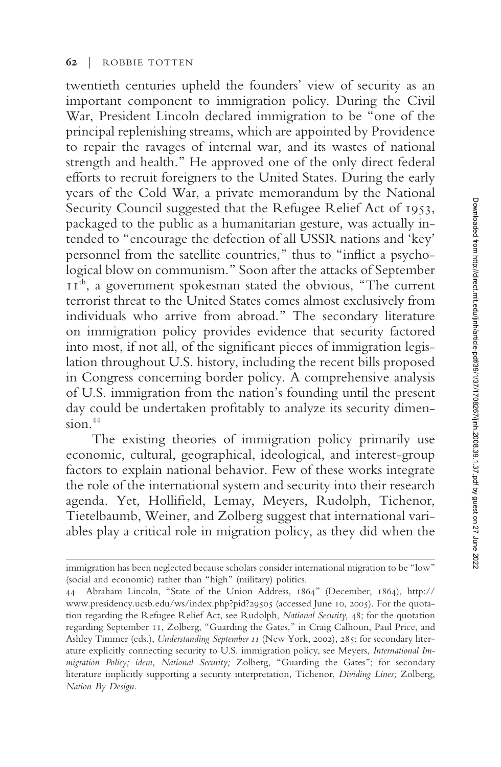twentieth centuries upheld the founders' view of security as an important component to immigration policy. During the Civil War, President Lincoln declared immigration to be "one of the principal replenishing streams, which are appointed by Providence to repair the ravages of internal war, and its wastes of national strength and health." He approved one of the only direct federal efforts to recruit foreigners to the United States. During the early years of the Cold War, a private memorandum by the National Security Council suggested that the Refugee Relief Act of 1953, packaged to the public as a humanitarian gesture, was actually intended to "encourage the defection of all USSR nations and 'key' personnel from the satellite countries," thus to "inflict a psychological blow on communism." Soon after the attacks of September 11th, a government spokesman stated the obvious, "The current terrorist threat to the United States comes almost exclusively from individuals who arrive from abroad." The secondary literature on immigration policy provides evidence that security factored into most, if not all, of the significant pieces of immigration legislation throughout U.S. history, including the recent bills proposed in Congress concerning border policy. A comprehensive analysis of U.S. immigration from the nation's founding until the present day could be undertaken profitably to analyze its security dimension.[44]

The existing theories of immigration policy primarily use economic, cultural, geographical, ideological, and interest-group factors to explain national behavior. Few of these works integrate the role of the international system and security into their research agenda. Yet, Hollifield, Lemay, Meyers, Rudolph, Tichenor, Tietelbaumb, Weiner, and Zolberg suggest that international variables play a critical role in migration policy, as they did when the

---

immigration has been neglected because scholars consider international migration to be "low" (social and economic) rather than "high" (military) politics.

44 Abraham Lincoln, "State of the Union Address, 1864" (December, 1864), http://www.presidency.ucsb.edu/ws/index.php?pid?29505 (accessed June 10, 2005). For the quotation regarding the Refugee Relief Act, see Rudolph, *National Security,* 48; for the quotation regarding September 11, Zolberg, "Guarding the Gates," in Craig Calhoun, Paul Price, and Ashley Timmer (eds.), *Understanding September 11* (New York, 2002), 285; for secondary literature explicitly connecting security to U.S. immigration policy, see Meyers, *International Immigration Policy; idem, National Security;* Zolberg, "Guarding the Gates"; for secondary literature implicitly supporting a security interpretation, Tichenor, *Dividing Lines;* Zolberg, *Nation By Design.*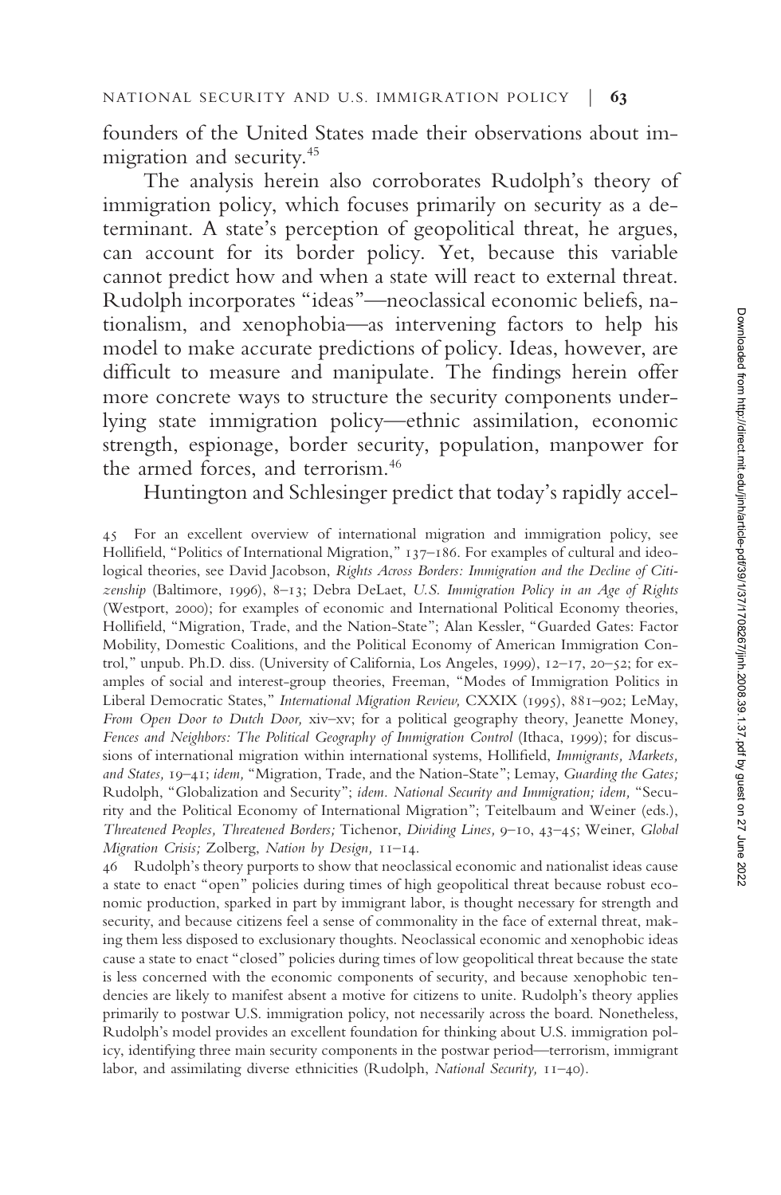founders of the United States made their observations about immigration and security.[45]

The analysis herein also corroborates Rudolph's theory of immigration policy, which focuses primarily on security as a determinant. A state's perception of geopolitical threat, he argues, can account for its border policy. Yet, because this variable cannot predict how and when a state will react to external threat. Rudolph incorporates "ideas"—neoclassical economic beliefs, nationalism, and xenophobia—as intervening factors to help his model to make accurate predictions of policy. Ideas, however, are difficult to measure and manipulate. The findings herein offer more concrete ways to structure the security components underlying state immigration policy—ethnic assimilation, economic strength, espionage, border security, population, manpower for the armed forces, and terrorism.[46]

Huntington and Schlesinger predict that today's rapidly accel-

45 For an excellent overview of international migration and immigration policy, see Hollifield, "Politics of International Migration," 137–186. For examples of cultural and ideological theories, see David Jacobson, *Rights Across Borders: Immigration and the Decline of Citizenship* (Baltimore, 1996), 8–13; Debra DeLaet, *U.S. Immigration Policy in an Age of Rights* (Westport, 2000); for examples of economic and International Political Economy theories, Hollifield, "Migration, Trade, and the Nation-State"; Alan Kessler, "Guarded Gates: Factor Mobility, Domestic Coalitions, and the Political Economy of American Immigration Control," unpub. Ph.D. diss. (University of California, Los Angeles, 1999), 12–17, 20–52; for examples of social and interest-group theories, Freeman, "Modes of Immigration Politics in Liberal Democratic States," *International Migration Review,* CXXIX (1995), 881–902; LeMay, *From Open Door to Dutch Door,* xiv–xv; for a political geography theory, Jeanette Money, *Fences and Neighbors: The Political Geography of Immigration Control* (Ithaca, 1999); for discussions of international migration within international systems, Hollifield, *Immigrants, Markets, and States,* 19–41; *idem,* "Migration, Trade, and the Nation-State"; Lemay, *Guarding the Gates;* Rudolph, "Globalization and Security"; *idem. National Security and Immigration; idem,* "Security and the Political Economy of International Migration"; Teitelbaum and Weiner (eds.), *Threatened Peoples, Threatened Borders;* Tichenor, *Dividing Lines,* 9–10, 43–45; Weiner, *Global Migration Crisis;* Zolberg, *Nation by Design,* 11–14.

46 Rudolph's theory purports to show that neoclassical economic and nationalist ideas cause a state to enact "open" policies during times of high geopolitical threat because robust economic production, sparked in part by immigrant labor, is thought necessary for strength and security, and because citizens feel a sense of commonality in the face of external threat, making them less disposed to exclusionary thoughts. Neoclassical economic and xenophobic ideas cause a state to enact "closed" policies during times of low geopolitical threat because the state is less concerned with the economic components of security, and because xenophobic tendencies are likely to manifest absent a motive for citizens to unite. Rudolph's theory applies primarily to postwar U.S. immigration policy, not necessarily across the board. Nonetheless, Rudolph's model provides an excellent foundation for thinking about U.S. immigration policy, identifying three main security components in the postwar period—terrorism, immigrant labor, and assimilating diverse ethnicities (Rudolph, *National Security,* 11–40).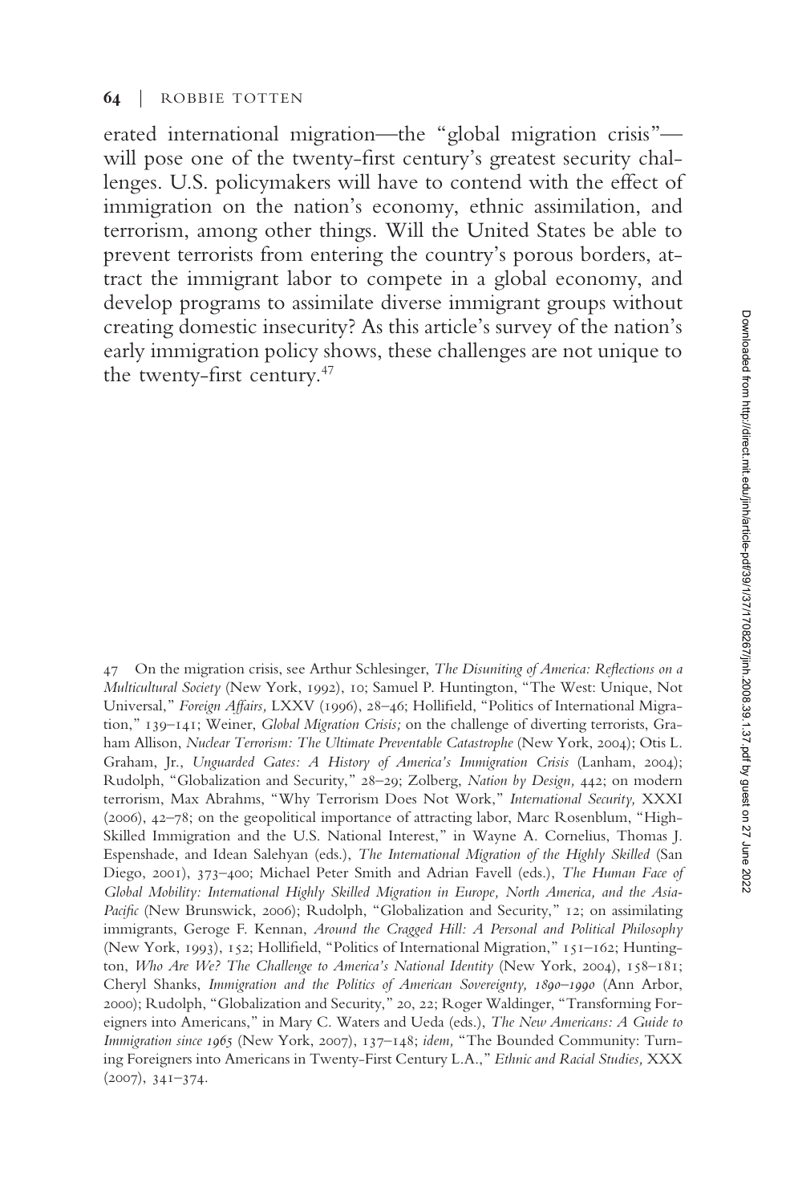erated international migration—the "global migration crisis"—will pose one of the twenty-first century's greatest security challenges. U.S. policymakers will have to contend with the effect of immigration on the nation's economy, ethnic assimilation, and terrorism, among other things. Will the United States be able to prevent terrorists from entering the country's porous borders, attract the immigrant labor to compete in a global economy, and develop programs to assimilate diverse immigrant groups without creating domestic insecurity? As this article's survey of the nation's early immigration policy shows, these challenges are not unique to the twenty-first century.[47]

47 On the migration crisis, see Arthur Schlesinger, *The Disuniting of America: Reflections on a Multicultural Society* (New York, 1992), 10; Samuel P. Huntington, "The West: Unique, Not Universal," *Foreign Affairs,* LXXV (1996), 28–46; Hollifield, "Politics of International Migration," 139–141; Weiner, *Global Migration Crisis;* on the challenge of diverting terrorists, Graham Allison, *Nuclear Terrorism: The Ultimate Preventable Catastrophe* (New York, 2004); Otis L. Graham, Jr., *Unguarded Gates: A History of America's Immigration Crisis* (Lanham, 2004); Rudolph, "Globalization and Security," 28–29; Zolberg, *Nation by Design,* 442; on modern terrorism, Max Abrahms, "Why Terrorism Does Not Work," *International Security,* XXXI (2006), 42–78; on the geopolitical importance of attracting labor, Marc Rosenblum, "High-Skilled Immigration and the U.S. National Interest," in Wayne A. Cornelius, Thomas J. Espenshade, and Idean Salehyan (eds.), *The International Migration of the Highly Skilled* (San Diego, 2001), 373–400; Michael Peter Smith and Adrian Favell (eds.), *The Human Face of Global Mobility: International Highly Skilled Migration in Europe, North America, and the Asia-Pacific* (New Brunswick, 2006); Rudolph, "Globalization and Security," 12; on assimilating immigrants, Geroge F. Kennan, *Around the Cragged Hill: A Personal and Political Philosophy* (New York, 1993), 152; Hollifield, "Politics of International Migration," 151–162; Huntington, *Who Are We? The Challenge to America's National Identity* (New York, 2004), 158–181; Cheryl Shanks, *Immigration and the Politics of American Sovereignty, 1890–1990* (Ann Arbor, 2000); Rudolph, "Globalization and Security," 20, 22; Roger Waldinger, "Transforming Foreigners into Americans," in Mary C. Waters and Ueda (eds.), *The New Americans: A Guide to Immigration since 1965* (New York, 2007), 137–148; *idem,* "The Bounded Community: Turning Foreigners into Americans in Twenty-First Century L.A.," *Ethnic and Racial Studies,* XXX (2007), 341–374.